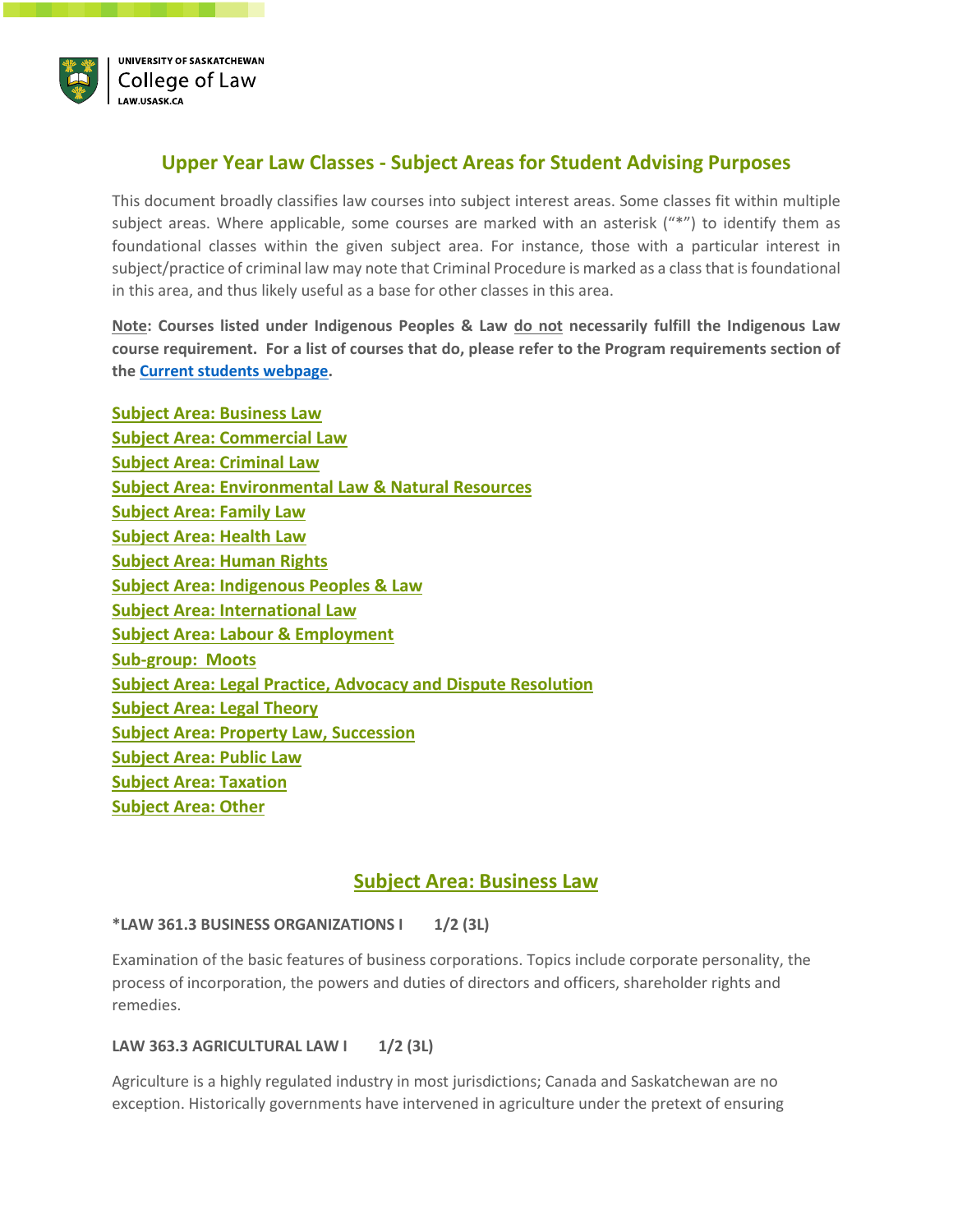UNIVERSITY OF SASKATCHEWAN
College of Law
LAW.USASK.CA

# Upper Year Law Classes - Subject Areas for Student Advising Purposes

This document broadly classifies law courses into subject interest areas. Some classes fit within multiple subject areas. Where applicable, some courses are marked with an asterisk ("*") to identify them as foundational classes within the given subject area. For instance, those with a particular interest in subject/practice of criminal law may note that Criminal Procedure is marked as a class that is foundational in this area, and thus likely useful as a base for other classes in this area.

**Note: Courses listed under Indigenous Peoples & Law do not necessarily fulfill the Indigenous Law course requirement. For a list of courses that do, please refer to the Program requirements section of the Current students webpage.**

- Subject Area: Business Law
- Subject Area: Commercial Law
- Subject Area: Criminal Law
- Subject Area: Environmental Law & Natural Resources
- Subject Area: Family Law
- Subject Area: Health Law
- Subject Area: Human Rights
- Subject Area: Indigenous Peoples & Law
- Subject Area: International Law
- Subject Area: Labour & Employment
- Sub-group: Moots
- Subject Area: Legal Practice, Advocacy and Dispute Resolution
- Subject Area: Legal Theory
- Subject Area: Property Law, Succession
- Subject Area: Public Law
- Subject Area: Taxation
- Subject Area: Other

## Subject Area: Business Law

**\*LAW 361.3 BUSINESS ORGANIZATIONS I 1/2 (3L)**

Examination of the basic features of business corporations. Topics include corporate personality, the process of incorporation, the powers and duties of directors and officers, shareholder rights and remedies.

**LAW 363.3 AGRICULTURAL LAW I 1/2 (3L)**

Agriculture is a highly regulated industry in most jurisdictions; Canada and Saskatchewan are no exception. Historically governments have intervened in agriculture under the pretext of ensuring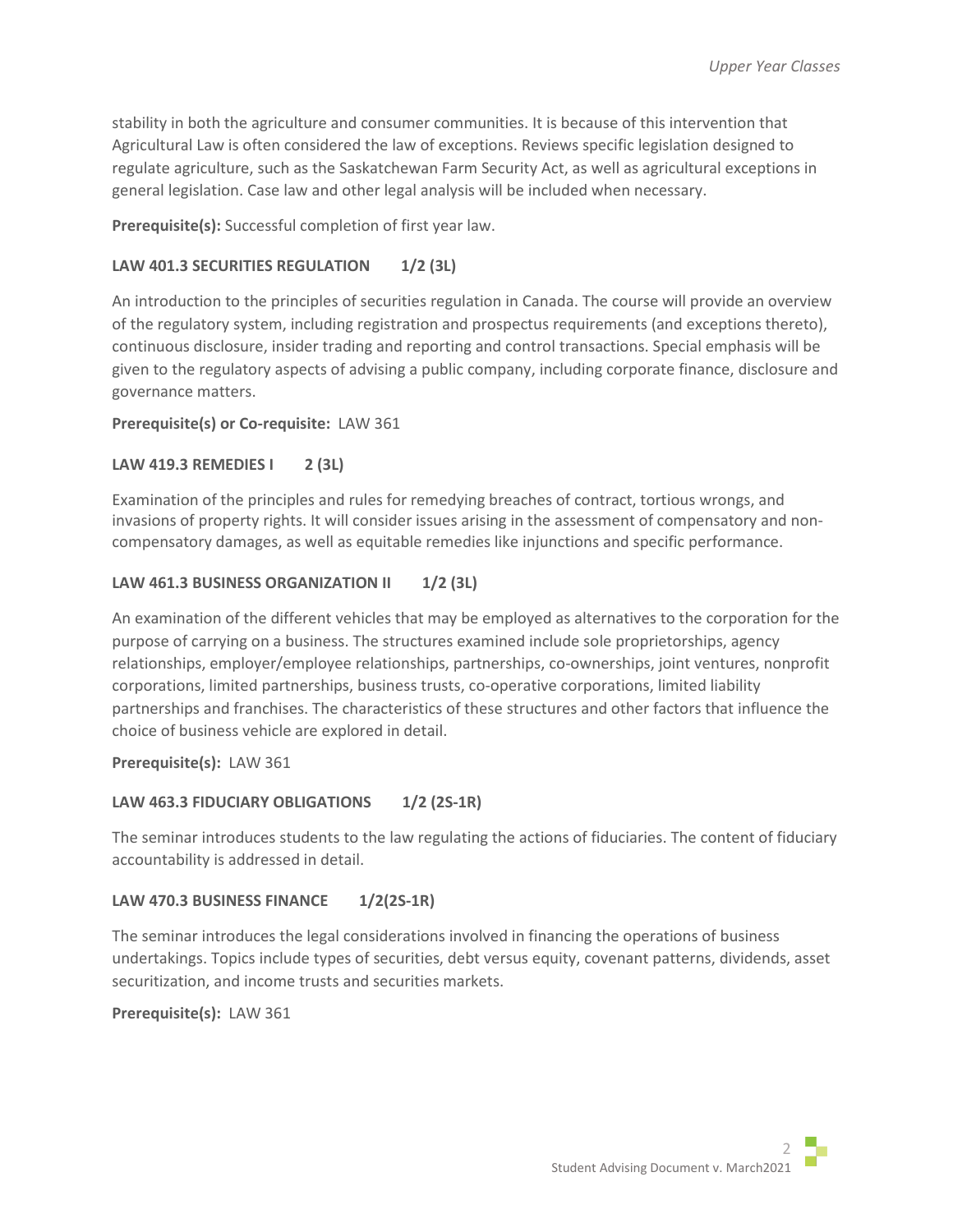stability in both the agriculture and consumer communities. It is because of this intervention that Agricultural Law is often considered the law of exceptions. Reviews specific legislation designed to regulate agriculture, such as the Saskatchewan Farm Security Act, as well as agricultural exceptions in general legislation. Case law and other legal analysis will be included when necessary.

**Prerequisite(s):** Successful completion of first year law.

### LAW 401.3 SECURITIES REGULATION 1/2 (3L)

An introduction to the principles of securities regulation in Canada. The course will provide an overview of the regulatory system, including registration and prospectus requirements (and exceptions thereto), continuous disclosure, insider trading and reporting and control transactions. Special emphasis will be given to the regulatory aspects of advising a public company, including corporate finance, disclosure and governance matters.

**Prerequisite(s) or Co-requisite:** LAW 361

### LAW 419.3 REMEDIES I 2 (3L)

Examination of the principles and rules for remedying breaches of contract, tortious wrongs, and invasions of property rights. It will consider issues arising in the assessment of compensatory and non-compensatory damages, as well as equitable remedies like injunctions and specific performance.

### LAW 461.3 BUSINESS ORGANIZATION II 1/2 (3L)

An examination of the different vehicles that may be employed as alternatives to the corporation for the purpose of carrying on a business. The structures examined include sole proprietorships, agency relationships, employer/employee relationships, partnerships, co-ownerships, joint ventures, nonprofit corporations, limited partnerships, business trusts, co-operative corporations, limited liability partnerships and franchises. The characteristics of these structures and other factors that influence the choice of business vehicle are explored in detail.

**Prerequisite(s):** LAW 361

### LAW 463.3 FIDUCIARY OBLIGATIONS 1/2 (2S-1R)

The seminar introduces students to the law regulating the actions of fiduciaries. The content of fiduciary accountability is addressed in detail.

### LAW 470.3 BUSINESS FINANCE 1/2(2S-1R)

The seminar introduces the legal considerations involved in financing the operations of business undertakings. Topics include types of securities, debt versus equity, covenant patterns, dividends, asset securitization, and income trusts and securities markets.

**Prerequisite(s):** LAW 361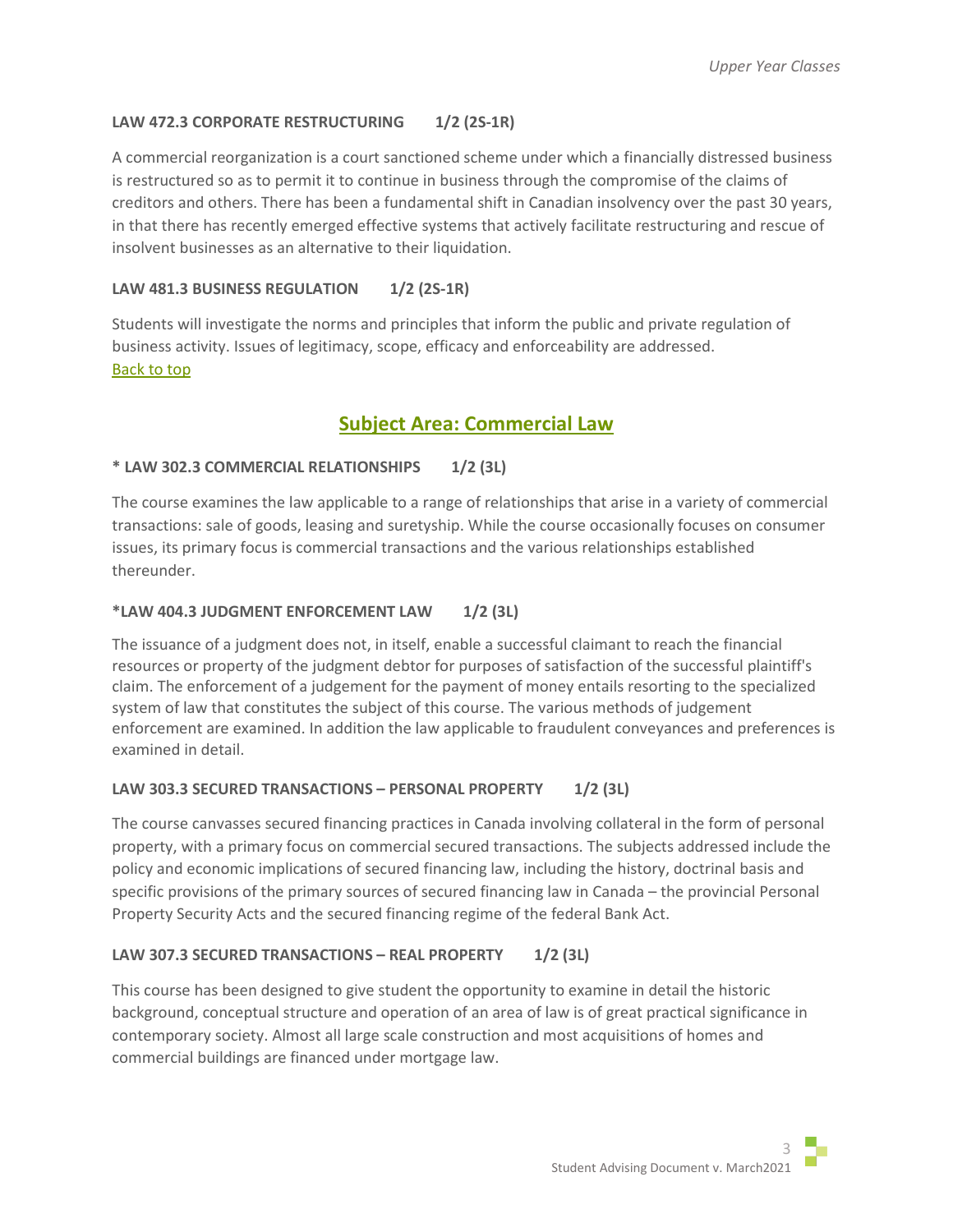**LAW 472.3 CORPORATE RESTRUCTURING 1/2 (2S-1R)**

A commercial reorganization is a court sanctioned scheme under which a financially distressed business is restructured so as to permit it to continue in business through the compromise of the claims of creditors and others. There has been a fundamental shift in Canadian insolvency over the past 30 years, in that there has recently emerged effective systems that actively facilitate restructuring and rescue of insolvent businesses as an alternative to their liquidation.

**LAW 481.3 BUSINESS REGULATION 1/2 (2S-1R)**

Students will investigate the norms and principles that inform the public and private regulation of business activity. Issues of legitimacy, scope, efficacy and enforceability are addressed.
Back to top

## Subject Area: Commercial Law

**\* LAW 302.3 COMMERCIAL RELATIONSHIPS 1/2 (3L)**

The course examines the law applicable to a range of relationships that arise in a variety of commercial transactions: sale of goods, leasing and suretyship. While the course occasionally focuses on consumer issues, its primary focus is commercial transactions and the various relationships established thereunder.

**\*LAW 404.3 JUDGMENT ENFORCEMENT LAW 1/2 (3L)**

The issuance of a judgment does not, in itself, enable a successful claimant to reach the financial resources or property of the judgment debtor for purposes of satisfaction of the successful plaintiff's claim. The enforcement of a judgement for the payment of money entails resorting to the specialized system of law that constitutes the subject of this course. The various methods of judgement enforcement are examined. In addition the law applicable to fraudulent conveyances and preferences is examined in detail.

**LAW 303.3 SECURED TRANSACTIONS – PERSONAL PROPERTY 1/2 (3L)**

The course canvasses secured financing practices in Canada involving collateral in the form of personal property, with a primary focus on commercial secured transactions. The subjects addressed include the policy and economic implications of secured financing law, including the history, doctrinal basis and specific provisions of the primary sources of secured financing law in Canada – the provincial Personal Property Security Acts and the secured financing regime of the federal Bank Act.

**LAW 307.3 SECURED TRANSACTIONS – REAL PROPERTY 1/2 (3L)**

This course has been designed to give student the opportunity to examine in detail the historic background, conceptual structure and operation of an area of law is of great practical significance in contemporary society. Almost all large scale construction and most acquisitions of homes and commercial buildings are financed under mortgage law.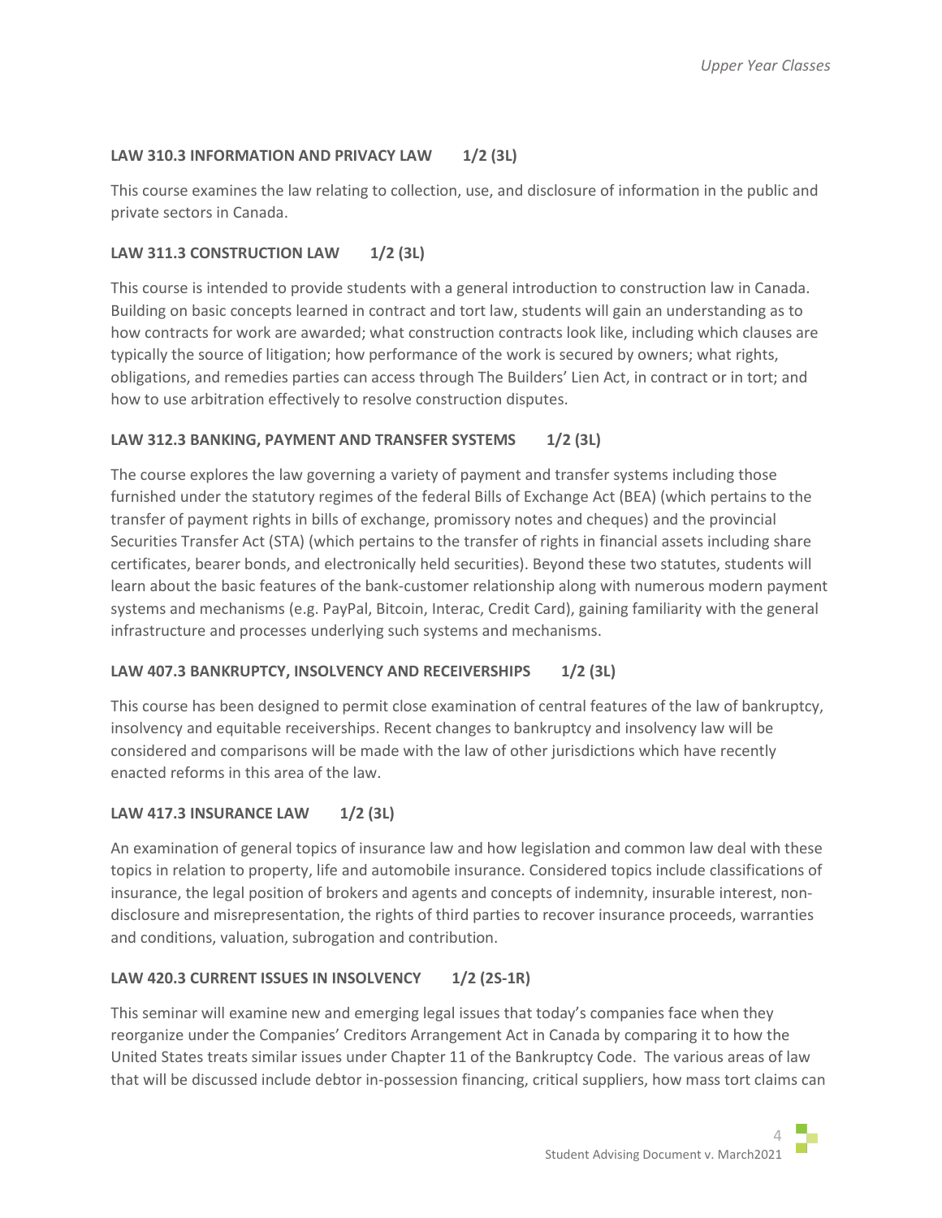### LAW 310.3 INFORMATION AND PRIVACY LAW 1/2 (3L)

This course examines the law relating to collection, use, and disclosure of information in the public and private sectors in Canada.

### LAW 311.3 CONSTRUCTION LAW 1/2 (3L)

This course is intended to provide students with a general introduction to construction law in Canada. Building on basic concepts learned in contract and tort law, students will gain an understanding as to how contracts for work are awarded; what construction contracts look like, including which clauses are typically the source of litigation; how performance of the work is secured by owners; what rights, obligations, and remedies parties can access through The Builders' Lien Act, in contract or in tort; and how to use arbitration effectively to resolve construction disputes.

### LAW 312.3 BANKING, PAYMENT AND TRANSFER SYSTEMS 1/2 (3L)

The course explores the law governing a variety of payment and transfer systems including those furnished under the statutory regimes of the federal Bills of Exchange Act (BEA) (which pertains to the transfer of payment rights in bills of exchange, promissory notes and cheques) and the provincial Securities Transfer Act (STA) (which pertains to the transfer of rights in financial assets including share certificates, bearer bonds, and electronically held securities). Beyond these two statutes, students will learn about the basic features of the bank-customer relationship along with numerous modern payment systems and mechanisms (e.g. PayPal, Bitcoin, Interac, Credit Card), gaining familiarity with the general infrastructure and processes underlying such systems and mechanisms.

### LAW 407.3 BANKRUPTCY, INSOLVENCY AND RECEIVERSHIPS 1/2 (3L)

This course has been designed to permit close examination of central features of the law of bankruptcy, insolvency and equitable receiverships. Recent changes to bankruptcy and insolvency law will be considered and comparisons will be made with the law of other jurisdictions which have recently enacted reforms in this area of the law.

### LAW 417.3 INSURANCE LAW 1/2 (3L)

An examination of general topics of insurance law and how legislation and common law deal with these topics in relation to property, life and automobile insurance. Considered topics include classifications of insurance, the legal position of brokers and agents and concepts of indemnity, insurable interest, non-disclosure and misrepresentation, the rights of third parties to recover insurance proceeds, warranties and conditions, valuation, subrogation and contribution.

### LAW 420.3 CURRENT ISSUES IN INSOLVENCY 1/2 (2S-1R)

This seminar will examine new and emerging legal issues that today's companies face when they reorganize under the Companies' Creditors Arrangement Act in Canada by comparing it to how the United States treats similar issues under Chapter 11 of the Bankruptcy Code. The various areas of law that will be discussed include debtor in-possession financing, critical suppliers, how mass tort claims can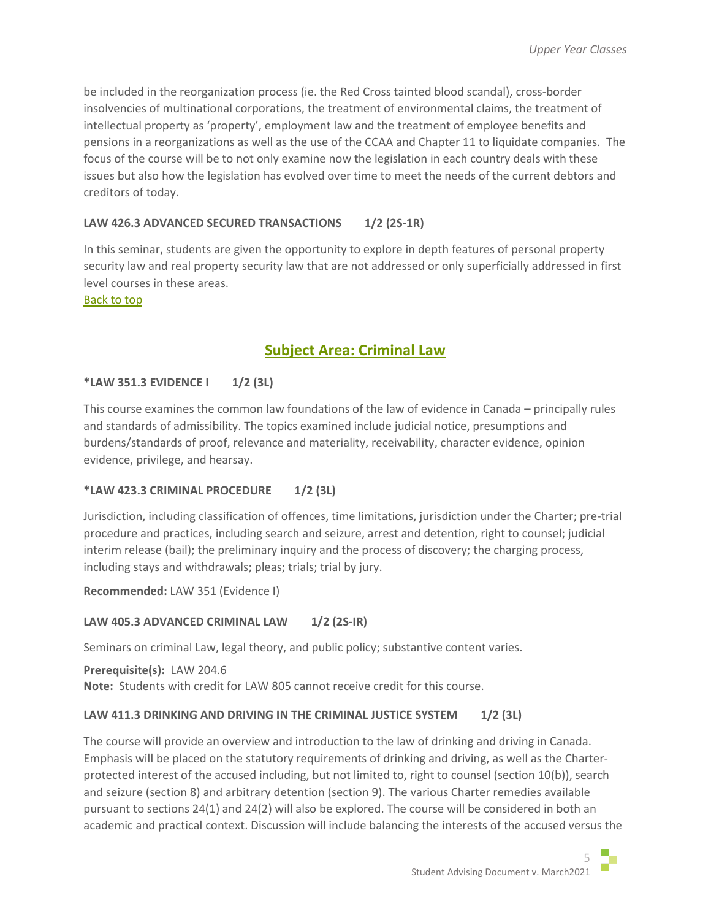be included in the reorganization process (ie. the Red Cross tainted blood scandal), cross-border insolvencies of multinational corporations, the treatment of environmental claims, the treatment of intellectual property as 'property', employment law and the treatment of employee benefits and pensions in a reorganizations as well as the use of the CCAA and Chapter 11 to liquidate companies. The focus of the course will be to not only examine now the legislation in each country deals with these issues but also how the legislation has evolved over time to meet the needs of the current debtors and creditors of today.

**LAW 426.3 ADVANCED SECURED TRANSACTIONS 1/2 (2S-1R)**

In this seminar, students are given the opportunity to explore in depth features of personal property security law and real property security law that are not addressed or only superficially addressed in first level courses in these areas.

Back to top

## Subject Area: Criminal Law

**\*LAW 351.3 EVIDENCE I 1/2 (3L)**

This course examines the common law foundations of the law of evidence in Canada – principally rules and standards of admissibility. The topics examined include judicial notice, presumptions and burdens/standards of proof, relevance and materiality, receivability, character evidence, opinion evidence, privilege, and hearsay.

**\*LAW 423.3 CRIMINAL PROCEDURE 1/2 (3L)**

Jurisdiction, including classification of offences, time limitations, jurisdiction under the Charter; pre-trial procedure and practices, including search and seizure, arrest and detention, right to counsel; judicial interim release (bail); the preliminary inquiry and the process of discovery; the charging process, including stays and withdrawals; pleas; trials; trial by jury.

**Recommended:** LAW 351 (Evidence I)

**LAW 405.3 ADVANCED CRIMINAL LAW 1/2 (2S-IR)**

Seminars on criminal Law, legal theory, and public policy; substantive content varies.

**Prerequisite(s):** LAW 204.6
**Note:** Students with credit for LAW 805 cannot receive credit for this course.

**LAW 411.3 DRINKING AND DRIVING IN THE CRIMINAL JUSTICE SYSTEM 1/2 (3L)**

The course will provide an overview and introduction to the law of drinking and driving in Canada. Emphasis will be placed on the statutory requirements of drinking and driving, as well as the Charter-protected interest of the accused including, but not limited to, right to counsel (section 10(b)), search and seizure (section 8) and arbitrary detention (section 9). The various Charter remedies available pursuant to sections 24(1) and 24(2) will also be explored. The course will be considered in both an academic and practical context. Discussion will include balancing the interests of the accused versus the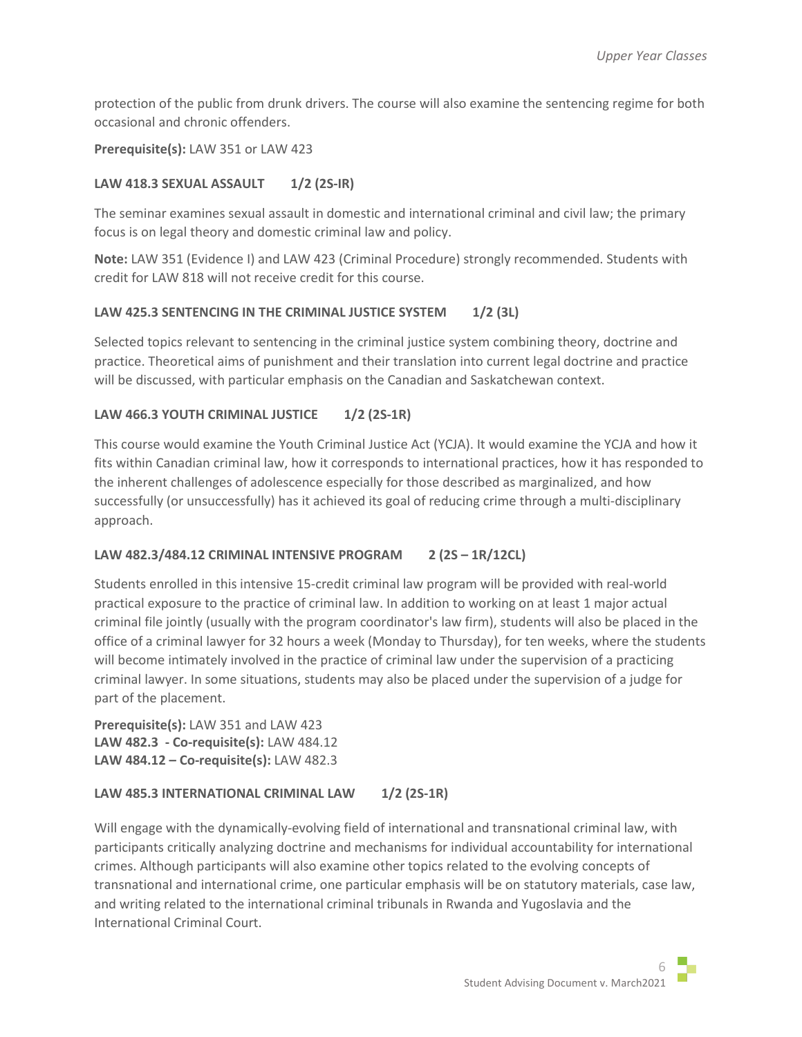protection of the public from drunk drivers. The course will also examine the sentencing regime for both occasional and chronic offenders.

**Prerequisite(s):** LAW 351 or LAW 423

### LAW 418.3 SEXUAL ASSAULT 1/2 (2S-IR)

The seminar examines sexual assault in domestic and international criminal and civil law; the primary focus is on legal theory and domestic criminal law and policy.

**Note:** LAW 351 (Evidence I) and LAW 423 (Criminal Procedure) strongly recommended. Students with credit for LAW 818 will not receive credit for this course.

### LAW 425.3 SENTENCING IN THE CRIMINAL JUSTICE SYSTEM 1/2 (3L)

Selected topics relevant to sentencing in the criminal justice system combining theory, doctrine and practice. Theoretical aims of punishment and their translation into current legal doctrine and practice will be discussed, with particular emphasis on the Canadian and Saskatchewan context.

### LAW 466.3 YOUTH CRIMINAL JUSTICE 1/2 (2S-1R)

This course would examine the Youth Criminal Justice Act (YCJA). It would examine the YCJA and how it fits within Canadian criminal law, how it corresponds to international practices, how it has responded to the inherent challenges of adolescence especially for those described as marginalized, and how successfully (or unsuccessfully) has it achieved its goal of reducing crime through a multi-disciplinary approach.

### LAW 482.3/484.12 CRIMINAL INTENSIVE PROGRAM 2 (2S – 1R/12CL)

Students enrolled in this intensive 15-credit criminal law program will be provided with real-world practical exposure to the practice of criminal law. In addition to working on at least 1 major actual criminal file jointly (usually with the program coordinator's law firm), students will also be placed in the office of a criminal lawyer for 32 hours a week (Monday to Thursday), for ten weeks, where the students will become intimately involved in the practice of criminal law under the supervision of a practicing criminal lawyer. In some situations, students may also be placed under the supervision of a judge for part of the placement.

**Prerequisite(s):** LAW 351 and LAW 423
**LAW 482.3 - Co-requisite(s):** LAW 484.12
**LAW 484.12 – Co-requisite(s):** LAW 482.3

### LAW 485.3 INTERNATIONAL CRIMINAL LAW 1/2 (2S-1R)

Will engage with the dynamically-evolving field of international and transnational criminal law, with participants critically analyzing doctrine and mechanisms for individual accountability for international crimes. Although participants will also examine other topics related to the evolving concepts of transnational and international crime, one particular emphasis will be on statutory materials, case law, and writing related to the international criminal tribunals in Rwanda and Yugoslavia and the International Criminal Court.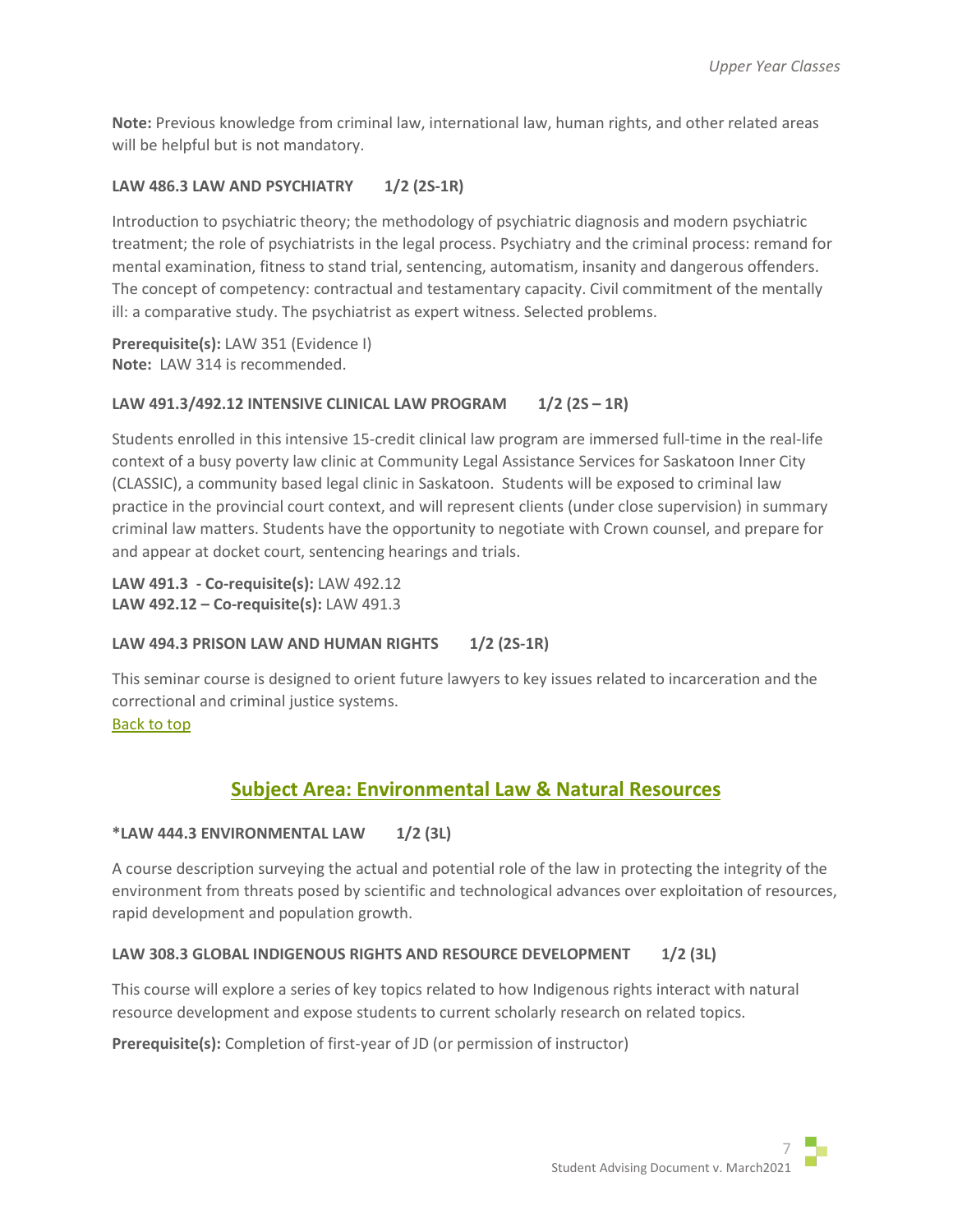**Note:** Previous knowledge from criminal law, international law, human rights, and other related areas will be helpful but is not mandatory.

#### LAW 486.3 LAW AND PSYCHIATRY 1/2 (2S-1R)

Introduction to psychiatric theory; the methodology of psychiatric diagnosis and modern psychiatric treatment; the role of psychiatrists in the legal process. Psychiatry and the criminal process: remand for mental examination, fitness to stand trial, sentencing, automatism, insanity and dangerous offenders. The concept of competency: contractual and testamentary capacity. Civil commitment of the mentally ill: a comparative study. The psychiatrist as expert witness. Selected problems.

**Prerequisite(s):** LAW 351 (Evidence I)
**Note:** LAW 314 is recommended.

#### LAW 491.3/492.12 INTENSIVE CLINICAL LAW PROGRAM 1/2 (2S – 1R)

Students enrolled in this intensive 15-credit clinical law program are immersed full-time in the real-life context of a busy poverty law clinic at Community Legal Assistance Services for Saskatoon Inner City (CLASSIC), a community based legal clinic in Saskatoon. Students will be exposed to criminal law practice in the provincial court context, and will represent clients (under close supervision) in summary criminal law matters. Students have the opportunity to negotiate with Crown counsel, and prepare for and appear at docket court, sentencing hearings and trials.

**LAW 491.3 - Co-requisite(s):** LAW 492.12
**LAW 492.12 – Co-requisite(s):** LAW 491.3

#### LAW 494.3 PRISON LAW AND HUMAN RIGHTS 1/2 (2S-1R)

This seminar course is designed to orient future lawyers to key issues related to incarceration and the correctional and criminal justice systems.
Back to top

## Subject Area: Environmental Law & Natural Resources

#### *LAW 444.3 ENVIRONMENTAL LAW 1/2 (3L)

A course description surveying the actual and potential role of the law in protecting the integrity of the environment from threats posed by scientific and technological advances over exploitation of resources, rapid development and population growth.

#### LAW 308.3 GLOBAL INDIGENOUS RIGHTS AND RESOURCE DEVELOPMENT 1/2 (3L)

This course will explore a series of key topics related to how Indigenous rights interact with natural resource development and expose students to current scholarly research on related topics.

**Prerequisite(s):** Completion of first-year of JD (or permission of instructor)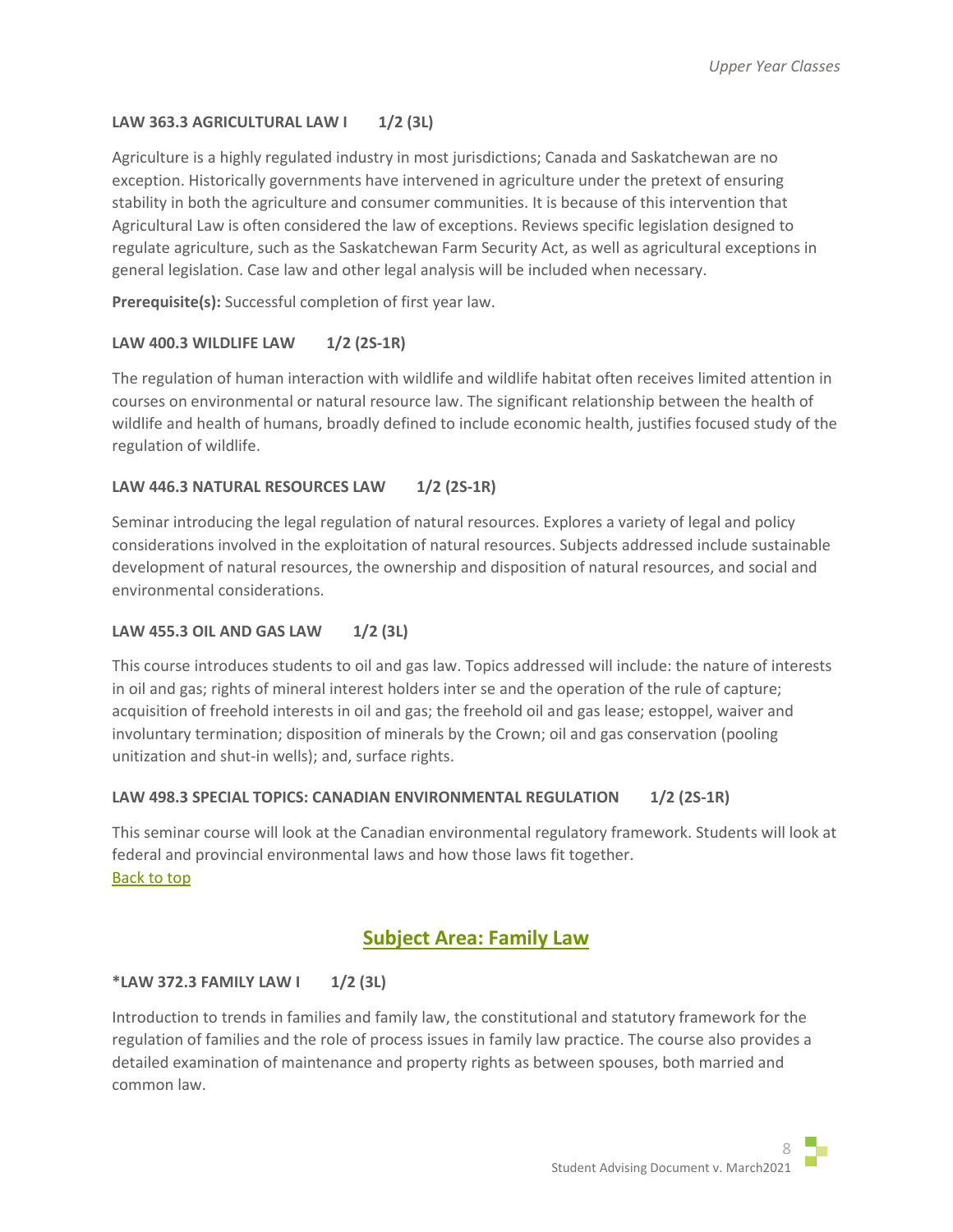#### LAW 363.3 AGRICULTURAL LAW I 1/2 (3L)

Agriculture is a highly regulated industry in most jurisdictions; Canada and Saskatchewan are no exception. Historically governments have intervened in agriculture under the pretext of ensuring stability in both the agriculture and consumer communities. It is because of this intervention that Agricultural Law is often considered the law of exceptions. Reviews specific legislation designed to regulate agriculture, such as the Saskatchewan Farm Security Act, as well as agricultural exceptions in general legislation. Case law and other legal analysis will be included when necessary.

**Prerequisite(s):** Successful completion of first year law.

#### LAW 400.3 WILDLIFE LAW 1/2 (2S-1R)

The regulation of human interaction with wildlife and wildlife habitat often receives limited attention in courses on environmental or natural resource law. The significant relationship between the health of wildlife and health of humans, broadly defined to include economic health, justifies focused study of the regulation of wildlife.

#### LAW 446.3 NATURAL RESOURCES LAW 1/2 (2S-1R)

Seminar introducing the legal regulation of natural resources. Explores a variety of legal and policy considerations involved in the exploitation of natural resources. Subjects addressed include sustainable development of natural resources, the ownership and disposition of natural resources, and social and environmental considerations.

#### LAW 455.3 OIL AND GAS LAW 1/2 (3L)

This course introduces students to oil and gas law. Topics addressed will include: the nature of interests in oil and gas; rights of mineral interest holders inter se and the operation of the rule of capture; acquisition of freehold interests in oil and gas; the freehold oil and gas lease; estoppel, waiver and involuntary termination; disposition of minerals by the Crown; oil and gas conservation (pooling unitization and shut-in wells); and, surface rights.

#### LAW 498.3 SPECIAL TOPICS: CANADIAN ENVIRONMENTAL REGULATION 1/2 (2S-1R)

This seminar course will look at the Canadian environmental regulatory framework. Students will look at federal and provincial environmental laws and how those laws fit together.
Back to top

## Subject Area: Family Law

#### *LAW 372.3 FAMILY LAW I 1/2 (3L)

Introduction to trends in families and family law, the constitutional and statutory framework for the regulation of families and the role of process issues in family law practice. The course also provides a detailed examination of maintenance and property rights as between spouses, both married and common law.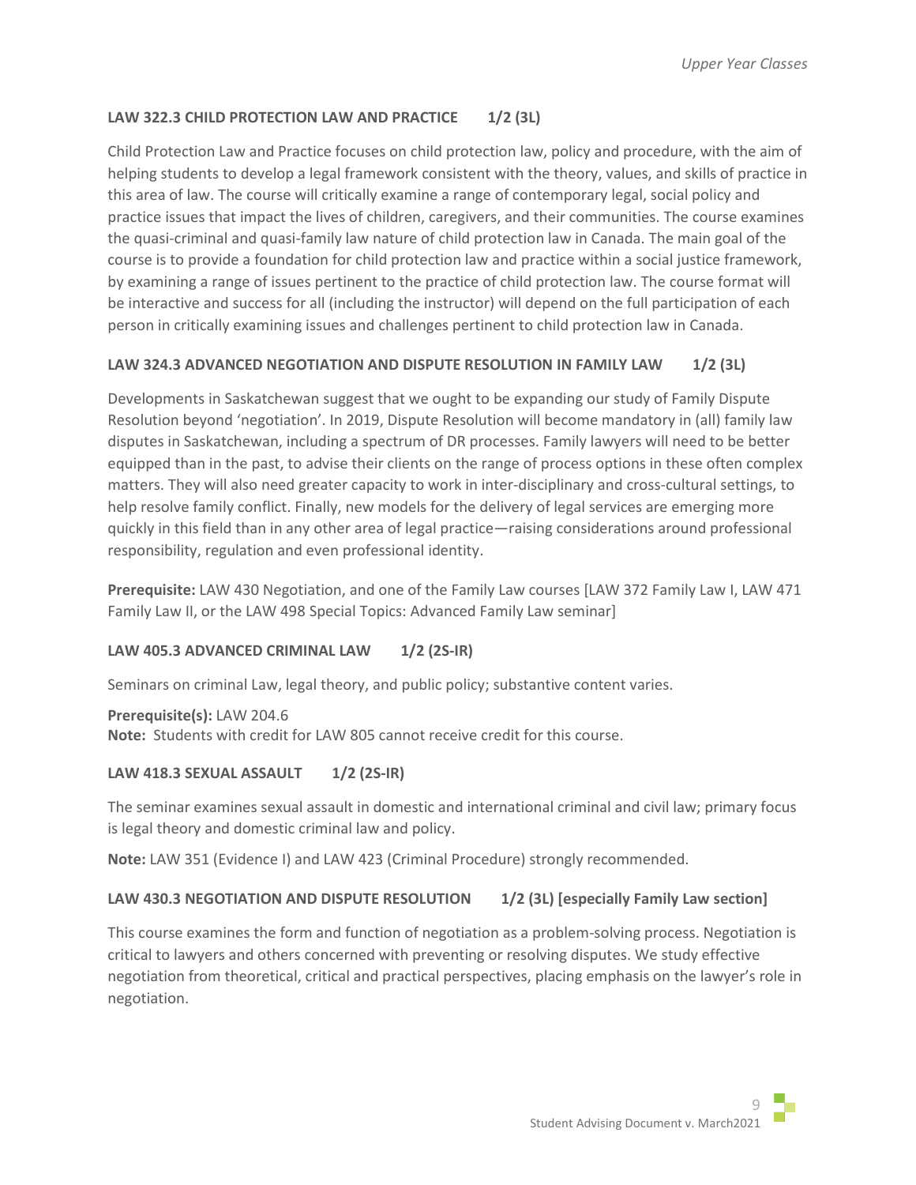### LAW 322.3 CHILD PROTECTION LAW AND PRACTICE 1/2 (3L)

Child Protection Law and Practice focuses on child protection law, policy and procedure, with the aim of helping students to develop a legal framework consistent with the theory, values, and skills of practice in this area of law. The course will critically examine a range of contemporary legal, social policy and practice issues that impact the lives of children, caregivers, and their communities. The course examines the quasi-criminal and quasi-family law nature of child protection law in Canada. The main goal of the course is to provide a foundation for child protection law and practice within a social justice framework, by examining a range of issues pertinent to the practice of child protection law. The course format will be interactive and success for all (including the instructor) will depend on the full participation of each person in critically examining issues and challenges pertinent to child protection law in Canada.

### LAW 324.3 ADVANCED NEGOTIATION AND DISPUTE RESOLUTION IN FAMILY LAW 1/2 (3L)

Developments in Saskatchewan suggest that we ought to be expanding our study of Family Dispute Resolution beyond 'negotiation'. In 2019, Dispute Resolution will become mandatory in (all) family law disputes in Saskatchewan, including a spectrum of DR processes. Family lawyers will need to be better equipped than in the past, to advise their clients on the range of process options in these often complex matters. They will also need greater capacity to work in inter-disciplinary and cross-cultural settings, to help resolve family conflict. Finally, new models for the delivery of legal services are emerging more quickly in this field than in any other area of legal practice—raising considerations around professional responsibility, regulation and even professional identity.

**Prerequisite:** LAW 430 Negotiation, and one of the Family Law courses [LAW 372 Family Law I, LAW 471 Family Law II, or the LAW 498 Special Topics: Advanced Family Law seminar]

### LAW 405.3 ADVANCED CRIMINAL LAW 1/2 (2S-IR)

Seminars on criminal Law, legal theory, and public policy; substantive content varies.

**Prerequisite(s):** LAW 204.6
**Note:** Students with credit for LAW 805 cannot receive credit for this course.

### LAW 418.3 SEXUAL ASSAULT 1/2 (2S-IR)

The seminar examines sexual assault in domestic and international criminal and civil law; primary focus is legal theory and domestic criminal law and policy.

**Note:** LAW 351 (Evidence I) and LAW 423 (Criminal Procedure) strongly recommended.

### LAW 430.3 NEGOTIATION AND DISPUTE RESOLUTION 1/2 (3L) [especially Family Law section]

This course examines the form and function of negotiation as a problem-solving process. Negotiation is critical to lawyers and others concerned with preventing or resolving disputes. We study effective negotiation from theoretical, critical and practical perspectives, placing emphasis on the lawyer's role in negotiation.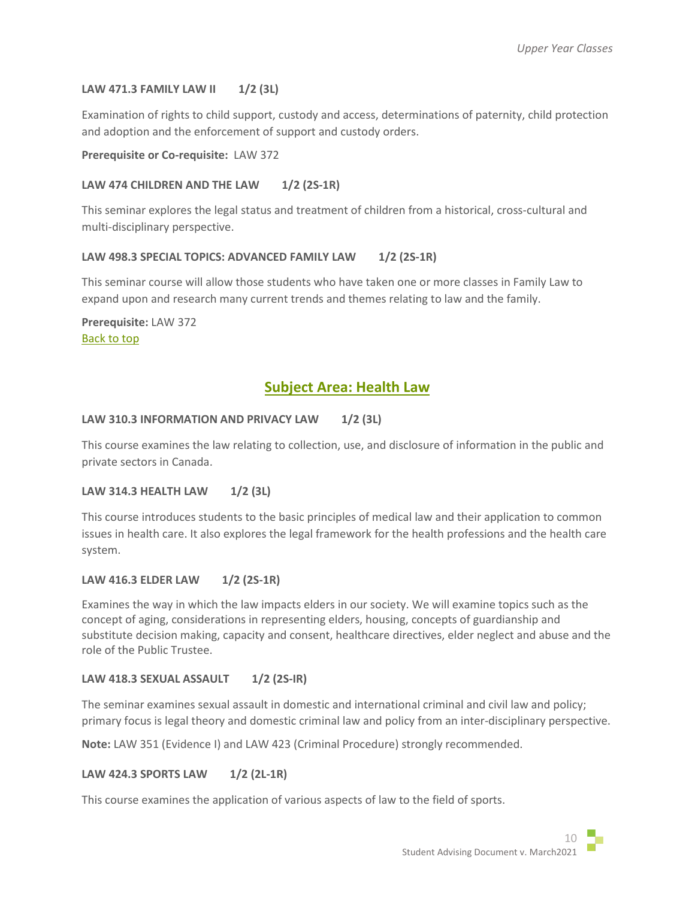**LAW 471.3 FAMILY LAW II 1/2 (3L)**

Examination of rights to child support, custody and access, determinations of paternity, child protection and adoption and the enforcement of support and custody orders.

**Prerequisite or Co-requisite:** LAW 372

**LAW 474 CHILDREN AND THE LAW 1/2 (2S-1R)**

This seminar explores the legal status and treatment of children from a historical, cross-cultural and multi-disciplinary perspective.

**LAW 498.3 SPECIAL TOPICS: ADVANCED FAMILY LAW 1/2 (2S-1R)**

This seminar course will allow those students who have taken one or more classes in Family Law to expand upon and research many current trends and themes relating to law and the family.

**Prerequisite:** LAW 372
Back to top

## Subject Area: Health Law

**LAW 310.3 INFORMATION AND PRIVACY LAW 1/2 (3L)**

This course examines the law relating to collection, use, and disclosure of information in the public and private sectors in Canada.

**LAW 314.3 HEALTH LAW 1/2 (3L)**

This course introduces students to the basic principles of medical law and their application to common issues in health care. It also explores the legal framework for the health professions and the health care system.

**LAW 416.3 ELDER LAW 1/2 (2S-1R)**

Examines the way in which the law impacts elders in our society. We will examine topics such as the concept of aging, considerations in representing elders, housing, concepts of guardianship and substitute decision making, capacity and consent, healthcare directives, elder neglect and abuse and the role of the Public Trustee.

**LAW 418.3 SEXUAL ASSAULT 1/2 (2S-IR)**

The seminar examines sexual assault in domestic and international criminal and civil law and policy; primary focus is legal theory and domestic criminal law and policy from an inter-disciplinary perspective.

**Note:** LAW 351 (Evidence I) and LAW 423 (Criminal Procedure) strongly recommended.

**LAW 424.3 SPORTS LAW 1/2 (2L-1R)**

This course examines the application of various aspects of law to the field of sports.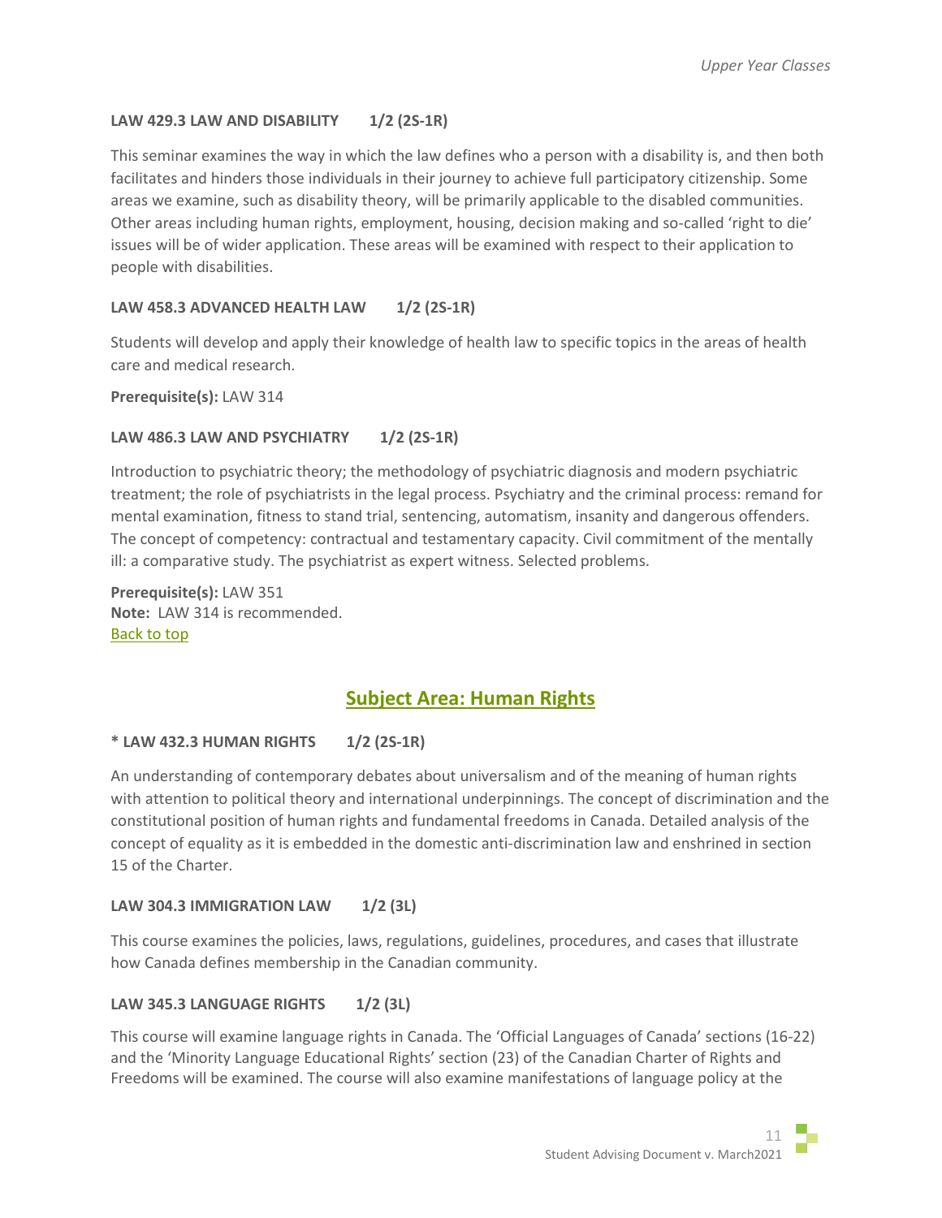**LAW 429.3 LAW AND DISABILITY 1/2 (2S-1R)**

This seminar examines the way in which the law defines who a person with a disability is, and then both facilitates and hinders those individuals in their journey to achieve full participatory citizenship. Some areas we examine, such as disability theory, will be primarily applicable to the disabled communities. Other areas including human rights, employment, housing, decision making and so-called 'right to die' issues will be of wider application. These areas will be examined with respect to their application to people with disabilities.

**LAW 458.3 ADVANCED HEALTH LAW 1/2 (2S-1R)**

Students will develop and apply their knowledge of health law to specific topics in the areas of health care and medical research.

**Prerequisite(s):** LAW 314

**LAW 486.3 LAW AND PSYCHIATRY 1/2 (2S-1R)**

Introduction to psychiatric theory; the methodology of psychiatric diagnosis and modern psychiatric treatment; the role of psychiatrists in the legal process. Psychiatry and the criminal process: remand for mental examination, fitness to stand trial, sentencing, automatism, insanity and dangerous offenders. The concept of competency: contractual and testamentary capacity. Civil commitment of the mentally ill: a comparative study. The psychiatrist as expert witness. Selected problems.

**Prerequisite(s):** LAW 351
**Note:** LAW 314 is recommended.
Back to top

## Subject Area: Human Rights

**\* LAW 432.3 HUMAN RIGHTS 1/2 (2S-1R)**

An understanding of contemporary debates about universalism and of the meaning of human rights with attention to political theory and international underpinnings. The concept of discrimination and the constitutional position of human rights and fundamental freedoms in Canada. Detailed analysis of the concept of equality as it is embedded in the domestic anti-discrimination law and enshrined in section 15 of the Charter.

**LAW 304.3 IMMIGRATION LAW 1/2 (3L)**

This course examines the policies, laws, regulations, guidelines, procedures, and cases that illustrate how Canada defines membership in the Canadian community.

**LAW 345.3 LANGUAGE RIGHTS 1/2 (3L)**

This course will examine language rights in Canada. The 'Official Languages of Canada' sections (16-22) and the 'Minority Language Educational Rights' section (23) of the Canadian Charter of Rights and Freedoms will be examined. The course will also examine manifestations of language policy at the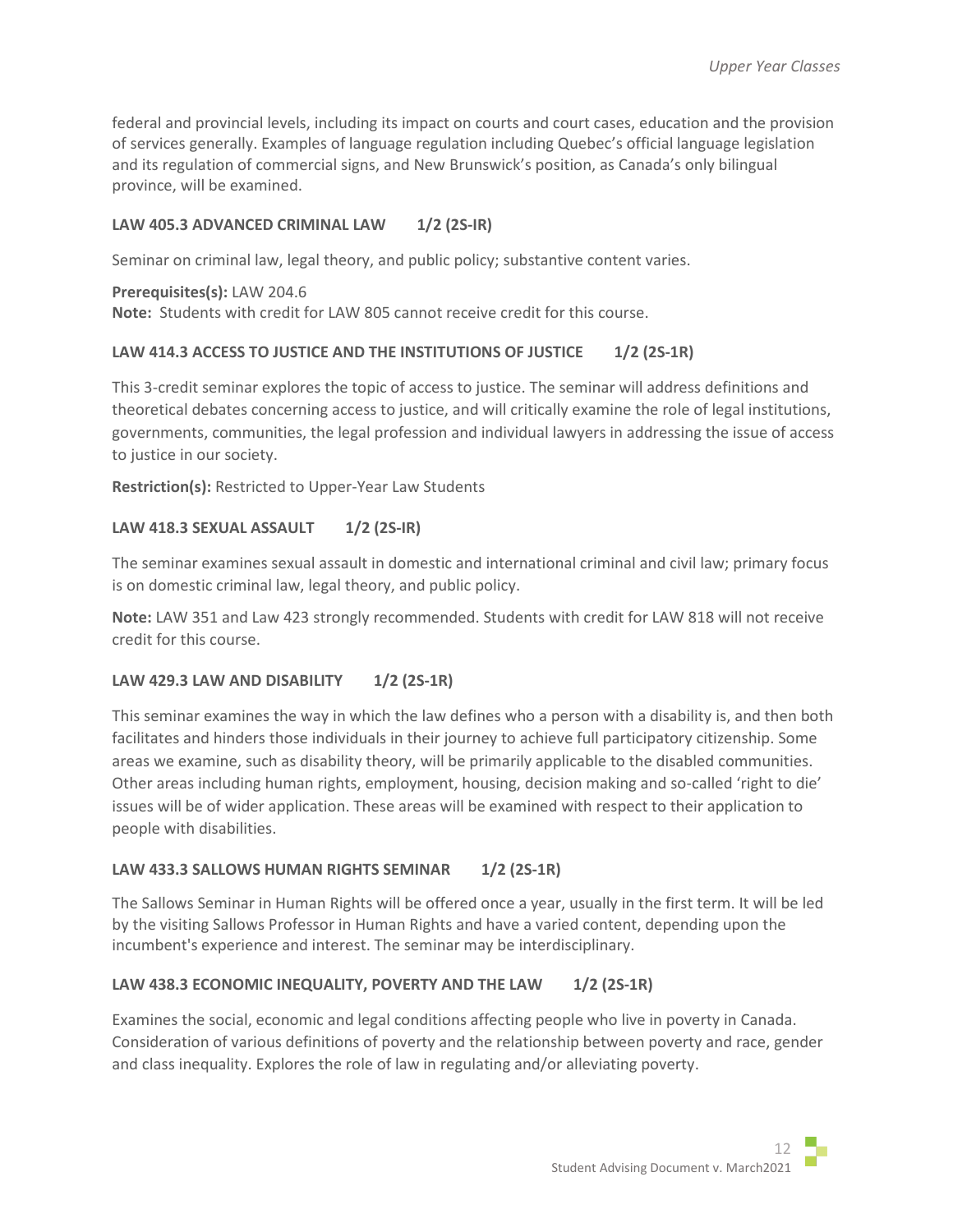federal and provincial levels, including its impact on courts and court cases, education and the provision of services generally. Examples of language regulation including Quebec's official language legislation and its regulation of commercial signs, and New Brunswick's position, as Canada's only bilingual province, will be examined.

### LAW 405.3 ADVANCED CRIMINAL LAW 1/2 (2S-IR)

Seminar on criminal law, legal theory, and public policy; substantive content varies.

**Prerequisites(s):** LAW 204.6
**Note:** Students with credit for LAW 805 cannot receive credit for this course.

### LAW 414.3 ACCESS TO JUSTICE AND THE INSTITUTIONS OF JUSTICE 1/2 (2S-1R)

This 3-credit seminar explores the topic of access to justice. The seminar will address definitions and theoretical debates concerning access to justice, and will critically examine the role of legal institutions, governments, communities, the legal profession and individual lawyers in addressing the issue of access to justice in our society.

**Restriction(s):** Restricted to Upper-Year Law Students

### LAW 418.3 SEXUAL ASSAULT 1/2 (2S-IR)

The seminar examines sexual assault in domestic and international criminal and civil law; primary focus is on domestic criminal law, legal theory, and public policy.

**Note:** LAW 351 and Law 423 strongly recommended. Students with credit for LAW 818 will not receive credit for this course.

### LAW 429.3 LAW AND DISABILITY 1/2 (2S-1R)

This seminar examines the way in which the law defines who a person with a disability is, and then both facilitates and hinders those individuals in their journey to achieve full participatory citizenship. Some areas we examine, such as disability theory, will be primarily applicable to the disabled communities. Other areas including human rights, employment, housing, decision making and so-called 'right to die' issues will be of wider application. These areas will be examined with respect to their application to people with disabilities.

### LAW 433.3 SALLOWS HUMAN RIGHTS SEMINAR 1/2 (2S-1R)

The Sallows Seminar in Human Rights will be offered once a year, usually in the first term. It will be led by the visiting Sallows Professor in Human Rights and have a varied content, depending upon the incumbent's experience and interest. The seminar may be interdisciplinary.

### LAW 438.3 ECONOMIC INEQUALITY, POVERTY AND THE LAW 1/2 (2S-1R)

Examines the social, economic and legal conditions affecting people who live in poverty in Canada. Consideration of various definitions of poverty and the relationship between poverty and race, gender and class inequality. Explores the role of law in regulating and/or alleviating poverty.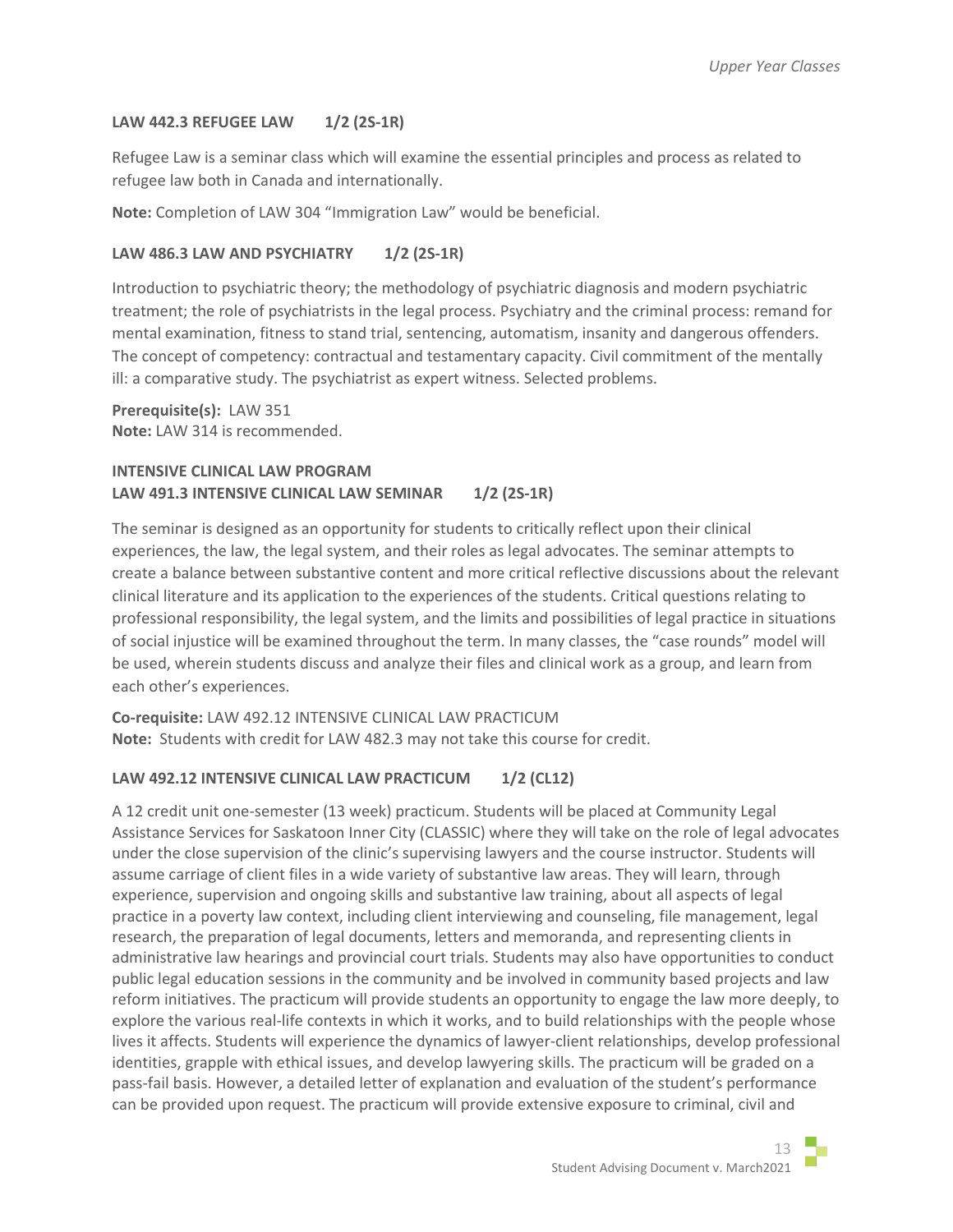### LAW 442.3 REFUGEE LAW 1/2 (2S-1R)

Refugee Law is a seminar class which will examine the essential principles and process as related to refugee law both in Canada and internationally.

**Note:** Completion of LAW 304 "Immigration Law" would be beneficial.

### LAW 486.3 LAW AND PSYCHIATRY 1/2 (2S-1R)

Introduction to psychiatric theory; the methodology of psychiatric diagnosis and modern psychiatric treatment; the role of psychiatrists in the legal process. Psychiatry and the criminal process: remand for mental examination, fitness to stand trial, sentencing, automatism, insanity and dangerous offenders. The concept of competency: contractual and testamentary capacity. Civil commitment of the mentally ill: a comparative study. The psychiatrist as expert witness. Selected problems.

**Prerequisite(s):** LAW 351
**Note:** LAW 314 is recommended.

### INTENSIVE CLINICAL LAW PROGRAM
### LAW 491.3 INTENSIVE CLINICAL LAW SEMINAR 1/2 (2S-1R)

The seminar is designed as an opportunity for students to critically reflect upon their clinical experiences, the law, the legal system, and their roles as legal advocates. The seminar attempts to create a balance between substantive content and more critical reflective discussions about the relevant clinical literature and its application to the experiences of the students. Critical questions relating to professional responsibility, the legal system, and the limits and possibilities of legal practice in situations of social injustice will be examined throughout the term. In many classes, the "case rounds" model will be used, wherein students discuss and analyze their files and clinical work as a group, and learn from each other's experiences.

**Co-requisite:** LAW 492.12 INTENSIVE CLINICAL LAW PRACTICUM
**Note:** Students with credit for LAW 482.3 may not take this course for credit.

### LAW 492.12 INTENSIVE CLINICAL LAW PRACTICUM 1/2 (CL12)

A 12 credit unit one-semester (13 week) practicum. Students will be placed at Community Legal Assistance Services for Saskatoon Inner City (CLASSIC) where they will take on the role of legal advocates under the close supervision of the clinic's supervising lawyers and the course instructor. Students will assume carriage of client files in a wide variety of substantive law areas. They will learn, through experience, supervision and ongoing skills and substantive law training, about all aspects of legal practice in a poverty law context, including client interviewing and counseling, file management, legal research, the preparation of legal documents, letters and memoranda, and representing clients in administrative law hearings and provincial court trials. Students may also have opportunities to conduct public legal education sessions in the community and be involved in community based projects and law reform initiatives. The practicum will provide students an opportunity to engage the law more deeply, to explore the various real-life contexts in which it works, and to build relationships with the people whose lives it affects. Students will experience the dynamics of lawyer-client relationships, develop professional identities, grapple with ethical issues, and develop lawyering skills. The practicum will be graded on a pass-fail basis. However, a detailed letter of explanation and evaluation of the student's performance can be provided upon request. The practicum will provide extensive exposure to criminal, civil and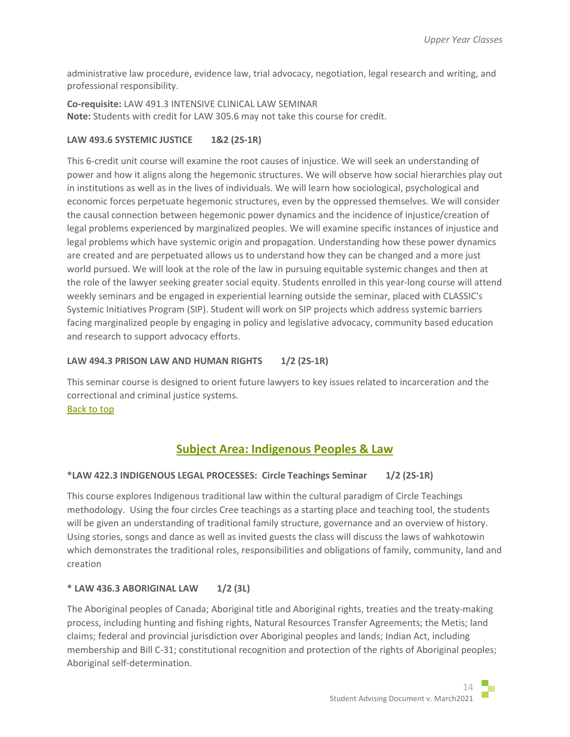administrative law procedure, evidence law, trial advocacy, negotiation, legal research and writing, and professional responsibility.

**Co-requisite:** LAW 491.3 INTENSIVE CLINICAL LAW SEMINAR
**Note:** Students with credit for LAW 305.6 may not take this course for credit.

**LAW 493.6 SYSTEMIC JUSTICE 1&2 (2S-1R)**

This 6-credit unit course will examine the root causes of injustice. We will seek an understanding of power and how it aligns along the hegemonic structures. We will observe how social hierarchies play out in institutions as well as in the lives of individuals. We will learn how sociological, psychological and economic forces perpetuate hegemonic structures, even by the oppressed themselves. We will consider the causal connection between hegemonic power dynamics and the incidence of injustice/creation of legal problems experienced by marginalized peoples. We will examine specific instances of injustice and legal problems which have systemic origin and propagation. Understanding how these power dynamics are created and are perpetuated allows us to understand how they can be changed and a more just world pursued. We will look at the role of the law in pursuing equitable systemic changes and then at the role of the lawyer seeking greater social equity. Students enrolled in this year-long course will attend weekly seminars and be engaged in experiential learning outside the seminar, placed with CLASSIC's Systemic Initiatives Program (SIP). Student will work on SIP projects which address systemic barriers facing marginalized people by engaging in policy and legislative advocacy, community based education and research to support advocacy efforts.

**LAW 494.3 PRISON LAW AND HUMAN RIGHTS 1/2 (2S-1R)**

This seminar course is designed to orient future lawyers to key issues related to incarceration and the correctional and criminal justice systems.
Back to top

## Subject Area: Indigenous Peoples & Law

**\*LAW 422.3 INDIGENOUS LEGAL PROCESSES: Circle Teachings Seminar 1/2 (2S-1R)**

This course explores Indigenous traditional law within the cultural paradigm of Circle Teachings methodology. Using the four circles Cree teachings as a starting place and teaching tool, the students will be given an understanding of traditional family structure, governance and an overview of history. Using stories, songs and dance as well as invited guests the class will discuss the laws of wahkotowin which demonstrates the traditional roles, responsibilities and obligations of family, community, land and creation

**\* LAW 436.3 ABORIGINAL LAW 1/2 (3L)**

The Aboriginal peoples of Canada; Aboriginal title and Aboriginal rights, treaties and the treaty-making process, including hunting and fishing rights, Natural Resources Transfer Agreements; the Metis; land claims; federal and provincial jurisdiction over Aboriginal peoples and lands; Indian Act, including membership and Bill C-31; constitutional recognition and protection of the rights of Aboriginal peoples; Aboriginal self-determination.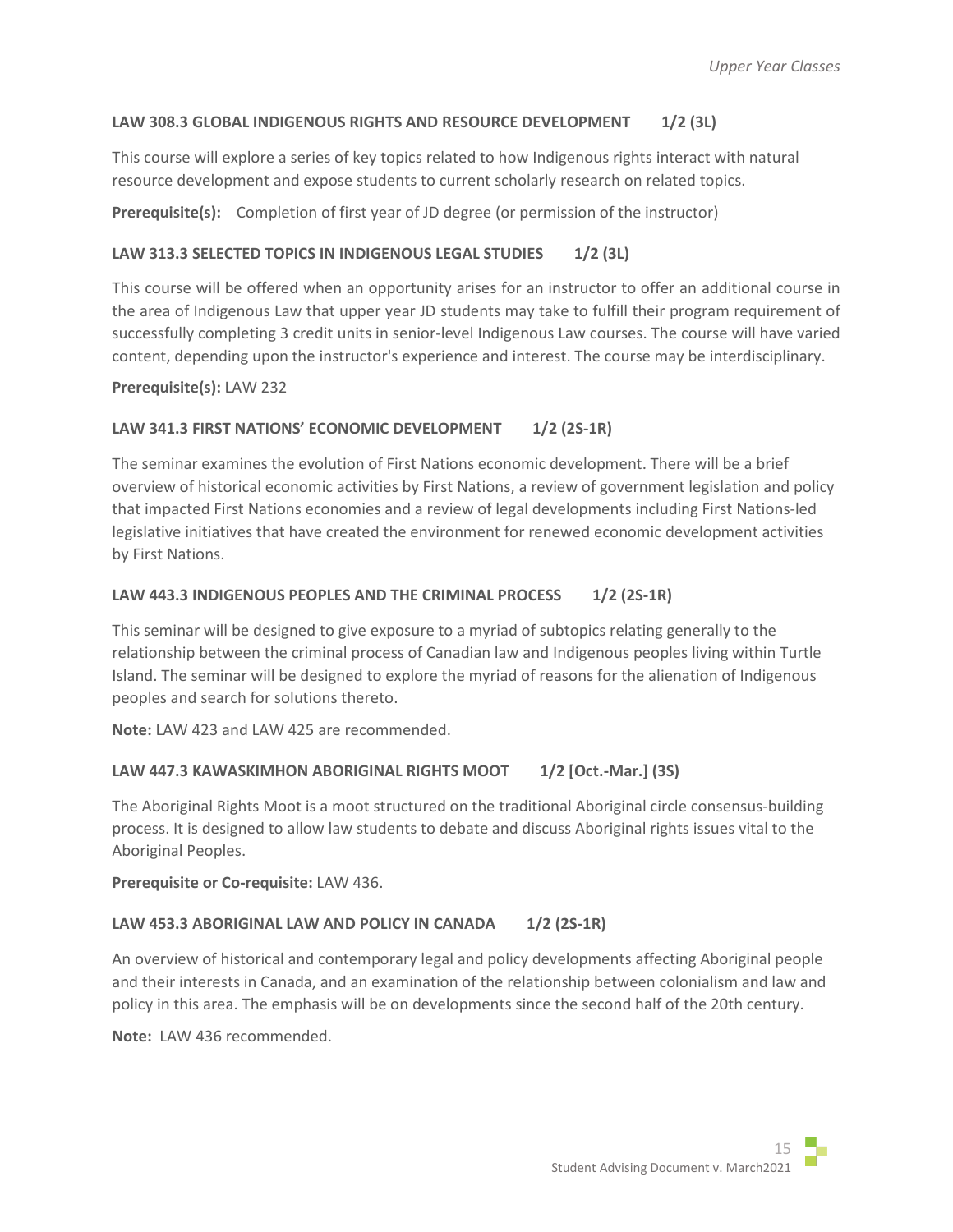### LAW 308.3 GLOBAL INDIGENOUS RIGHTS AND RESOURCE DEVELOPMENT 1/2 (3L)

This course will explore a series of key topics related to how Indigenous rights interact with natural resource development and expose students to current scholarly research on related topics.

**Prerequisite(s):** Completion of first year of JD degree (or permission of the instructor)

### LAW 313.3 SELECTED TOPICS IN INDIGENOUS LEGAL STUDIES 1/2 (3L)

This course will be offered when an opportunity arises for an instructor to offer an additional course in the area of Indigenous Law that upper year JD students may take to fulfill their program requirement of successfully completing 3 credit units in senior-level Indigenous Law courses. The course will have varied content, depending upon the instructor's experience and interest. The course may be interdisciplinary.

**Prerequisite(s):** LAW 232

### LAW 341.3 FIRST NATIONS' ECONOMIC DEVELOPMENT 1/2 (2S-1R)

The seminar examines the evolution of First Nations economic development. There will be a brief overview of historical economic activities by First Nations, a review of government legislation and policy that impacted First Nations economies and a review of legal developments including First Nations-led legislative initiatives that have created the environment for renewed economic development activities by First Nations.

### LAW 443.3 INDIGENOUS PEOPLES AND THE CRIMINAL PROCESS 1/2 (2S-1R)

This seminar will be designed to give exposure to a myriad of subtopics relating generally to the relationship between the criminal process of Canadian law and Indigenous peoples living within Turtle Island. The seminar will be designed to explore the myriad of reasons for the alienation of Indigenous peoples and search for solutions thereto.

**Note:** LAW 423 and LAW 425 are recommended.

### LAW 447.3 KAWASKIMHON ABORIGINAL RIGHTS MOOT 1/2 [Oct.-Mar.] (3S)

The Aboriginal Rights Moot is a moot structured on the traditional Aboriginal circle consensus-building process. It is designed to allow law students to debate and discuss Aboriginal rights issues vital to the Aboriginal Peoples.

**Prerequisite or Co-requisite:** LAW 436.

### LAW 453.3 ABORIGINAL LAW AND POLICY IN CANADA 1/2 (2S-1R)

An overview of historical and contemporary legal and policy developments affecting Aboriginal people and their interests in Canada, and an examination of the relationship between colonialism and law and policy in this area. The emphasis will be on developments since the second half of the 20th century.

**Note:** LAW 436 recommended.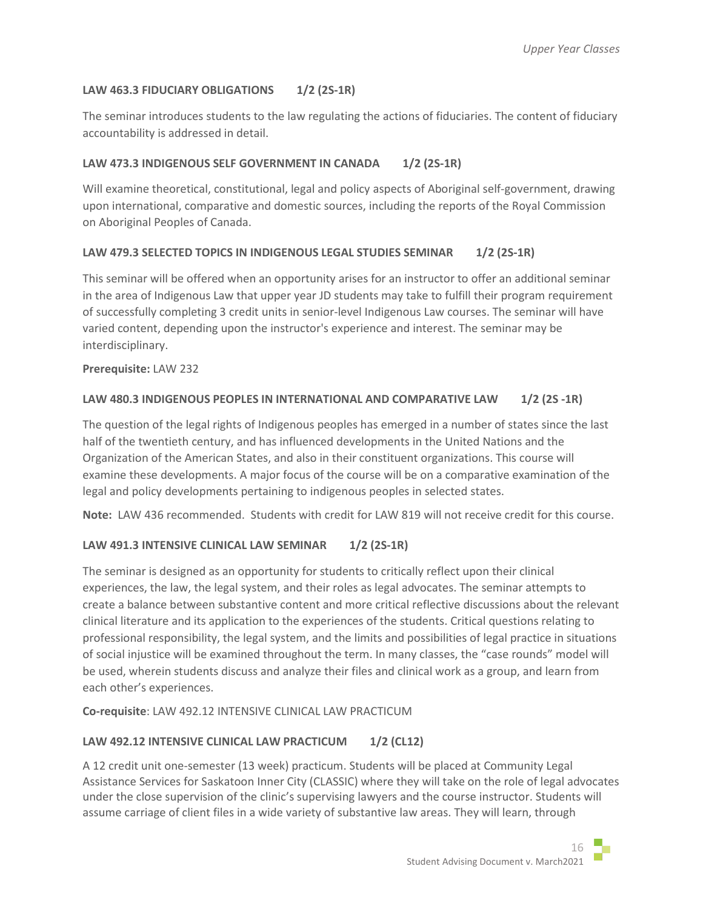#### LAW 463.3 FIDUCIARY OBLIGATIONS 1/2 (2S-1R)

The seminar introduces students to the law regulating the actions of fiduciaries. The content of fiduciary accountability is addressed in detail.

#### LAW 473.3 INDIGENOUS SELF GOVERNMENT IN CANADA 1/2 (2S-1R)

Will examine theoretical, constitutional, legal and policy aspects of Aboriginal self-government, drawing upon international, comparative and domestic sources, including the reports of the Royal Commission on Aboriginal Peoples of Canada.

#### LAW 479.3 SELECTED TOPICS IN INDIGENOUS LEGAL STUDIES SEMINAR 1/2 (2S-1R)

This seminar will be offered when an opportunity arises for an instructor to offer an additional seminar in the area of Indigenous Law that upper year JD students may take to fulfill their program requirement of successfully completing 3 credit units in senior-level Indigenous Law courses. The seminar will have varied content, depending upon the instructor's experience and interest. The seminar may be interdisciplinary.

**Prerequisite:** LAW 232

#### LAW 480.3 INDIGENOUS PEOPLES IN INTERNATIONAL AND COMPARATIVE LAW 1/2 (2S -1R)

The question of the legal rights of Indigenous peoples has emerged in a number of states since the last half of the twentieth century, and has influenced developments in the United Nations and the Organization of the American States, and also in their constituent organizations. This course will examine these developments. A major focus of the course will be on a comparative examination of the legal and policy developments pertaining to indigenous peoples in selected states.

**Note:** LAW 436 recommended. Students with credit for LAW 819 will not receive credit for this course.

#### LAW 491.3 INTENSIVE CLINICAL LAW SEMINAR 1/2 (2S-1R)

The seminar is designed as an opportunity for students to critically reflect upon their clinical experiences, the law, the legal system, and their roles as legal advocates. The seminar attempts to create a balance between substantive content and more critical reflective discussions about the relevant clinical literature and its application to the experiences of the students. Critical questions relating to professional responsibility, the legal system, and the limits and possibilities of legal practice in situations of social injustice will be examined throughout the term. In many classes, the "case rounds" model will be used, wherein students discuss and analyze their files and clinical work as a group, and learn from each other's experiences.

**Co-requisite**: LAW 492.12 INTENSIVE CLINICAL LAW PRACTICUM

#### LAW 492.12 INTENSIVE CLINICAL LAW PRACTICUM 1/2 (CL12)

A 12 credit unit one-semester (13 week) practicum. Students will be placed at Community Legal Assistance Services for Saskatoon Inner City (CLASSIC) where they will take on the role of legal advocates under the close supervision of the clinic's supervising lawyers and the course instructor. Students will assume carriage of client files in a wide variety of substantive law areas. They will learn, through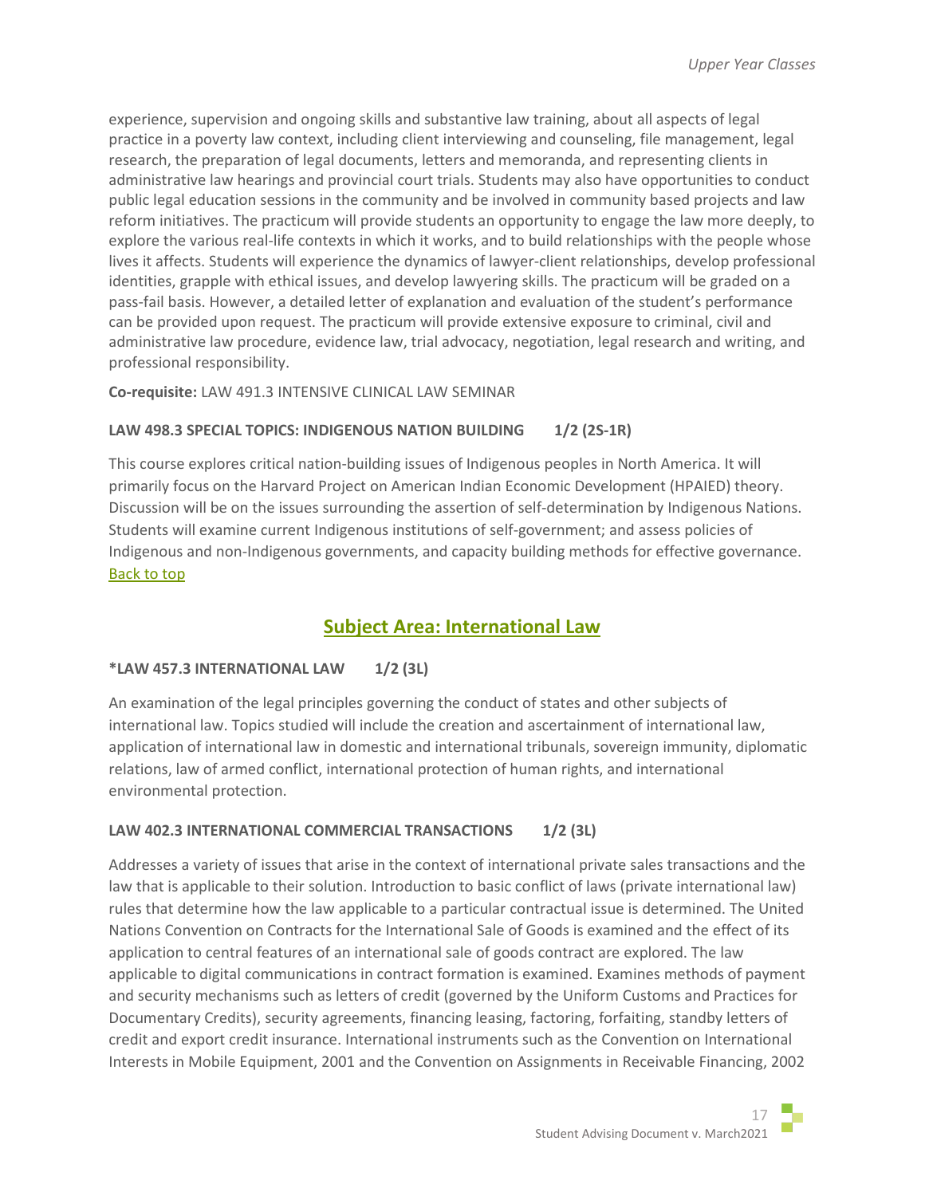experience, supervision and ongoing skills and substantive law training, about all aspects of legal practice in a poverty law context, including client interviewing and counseling, file management, legal research, the preparation of legal documents, letters and memoranda, and representing clients in administrative law hearings and provincial court trials. Students may also have opportunities to conduct public legal education sessions in the community and be involved in community based projects and law reform initiatives. The practicum will provide students an opportunity to engage the law more deeply, to explore the various real-life contexts in which it works, and to build relationships with the people whose lives it affects. Students will experience the dynamics of lawyer-client relationships, develop professional identities, grapple with ethical issues, and develop lawyering skills. The practicum will be graded on a pass-fail basis. However, a detailed letter of explanation and evaluation of the student's performance can be provided upon request. The practicum will provide extensive exposure to criminal, civil and administrative law procedure, evidence law, trial advocacy, negotiation, legal research and writing, and professional responsibility.

**Co-requisite:** LAW 491.3 INTENSIVE CLINICAL LAW SEMINAR

**LAW 498.3 SPECIAL TOPICS: INDIGENOUS NATION BUILDING 1/2 (2S-1R)**

This course explores critical nation-building issues of Indigenous peoples in North America. It will primarily focus on the Harvard Project on American Indian Economic Development (HPAIED) theory. Discussion will be on the issues surrounding the assertion of self-determination by Indigenous Nations. Students will examine current Indigenous institutions of self-government; and assess policies of Indigenous and non-Indigenous governments, and capacity building methods for effective governance.
Back to top

## Subject Area: International Law

**\*LAW 457.3 INTERNATIONAL LAW 1/2 (3L)**

An examination of the legal principles governing the conduct of states and other subjects of international law. Topics studied will include the creation and ascertainment of international law, application of international law in domestic and international tribunals, sovereign immunity, diplomatic relations, law of armed conflict, international protection of human rights, and international environmental protection.

**LAW 402.3 INTERNATIONAL COMMERCIAL TRANSACTIONS 1/2 (3L)**

Addresses a variety of issues that arise in the context of international private sales transactions and the law that is applicable to their solution. Introduction to basic conflict of laws (private international law) rules that determine how the law applicable to a particular contractual issue is determined. The United Nations Convention on Contracts for the International Sale of Goods is examined and the effect of its application to central features of an international sale of goods contract are explored. The law applicable to digital communications in contract formation is examined. Examines methods of payment and security mechanisms such as letters of credit (governed by the Uniform Customs and Practices for Documentary Credits), security agreements, financing leasing, factoring, forfaiting, standby letters of credit and export credit insurance. International instruments such as the Convention on International Interests in Mobile Equipment, 2001 and the Convention on Assignments in Receivable Financing, 2002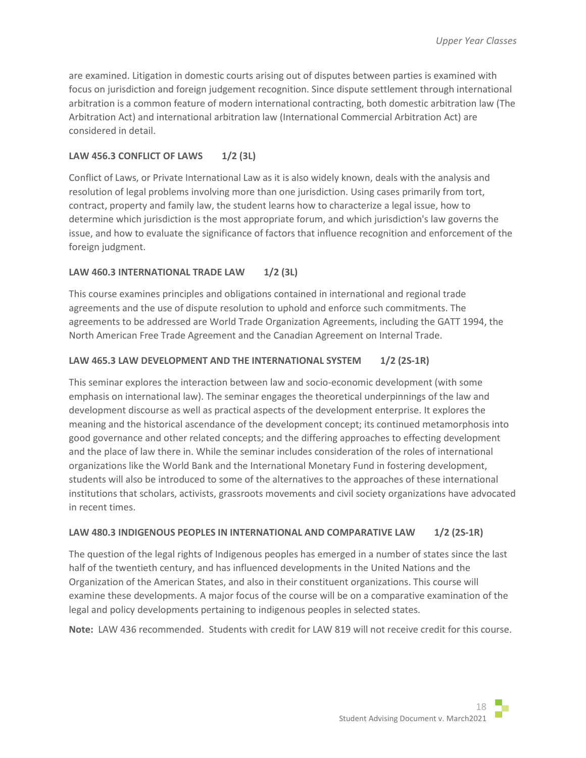are examined. Litigation in domestic courts arising out of disputes between parties is examined with focus on jurisdiction and foreign judgement recognition. Since dispute settlement through international arbitration is a common feature of modern international contracting, both domestic arbitration law (The Arbitration Act) and international arbitration law (International Commercial Arbitration Act) are considered in detail.

### LAW 456.3 CONFLICT OF LAWS 1/2 (3L)

Conflict of Laws, or Private International Law as it is also widely known, deals with the analysis and resolution of legal problems involving more than one jurisdiction. Using cases primarily from tort, contract, property and family law, the student learns how to characterize a legal issue, how to determine which jurisdiction is the most appropriate forum, and which jurisdiction's law governs the issue, and how to evaluate the significance of factors that influence recognition and enforcement of the foreign judgment.

### LAW 460.3 INTERNATIONAL TRADE LAW 1/2 (3L)

This course examines principles and obligations contained in international and regional trade agreements and the use of dispute resolution to uphold and enforce such commitments. The agreements to be addressed are World Trade Organization Agreements, including the GATT 1994, the North American Free Trade Agreement and the Canadian Agreement on Internal Trade.

### LAW 465.3 LAW DEVELOPMENT AND THE INTERNATIONAL SYSTEM 1/2 (2S-1R)

This seminar explores the interaction between law and socio-economic development (with some emphasis on international law). The seminar engages the theoretical underpinnings of the law and development discourse as well as practical aspects of the development enterprise. It explores the meaning and the historical ascendance of the development concept; its continued metamorphosis into good governance and other related concepts; and the differing approaches to effecting development and the place of law there in. While the seminar includes consideration of the roles of international organizations like the World Bank and the International Monetary Fund in fostering development, students will also be introduced to some of the alternatives to the approaches of these international institutions that scholars, activists, grassroots movements and civil society organizations have advocated in recent times.

### LAW 480.3 INDIGENOUS PEOPLES IN INTERNATIONAL AND COMPARATIVE LAW 1/2 (2S-1R)

The question of the legal rights of Indigenous peoples has emerged in a number of states since the last half of the twentieth century, and has influenced developments in the United Nations and the Organization of the American States, and also in their constituent organizations. This course will examine these developments. A major focus of the course will be on a comparative examination of the legal and policy developments pertaining to indigenous peoples in selected states.

**Note:** LAW 436 recommended. Students with credit for LAW 819 will not receive credit for this course.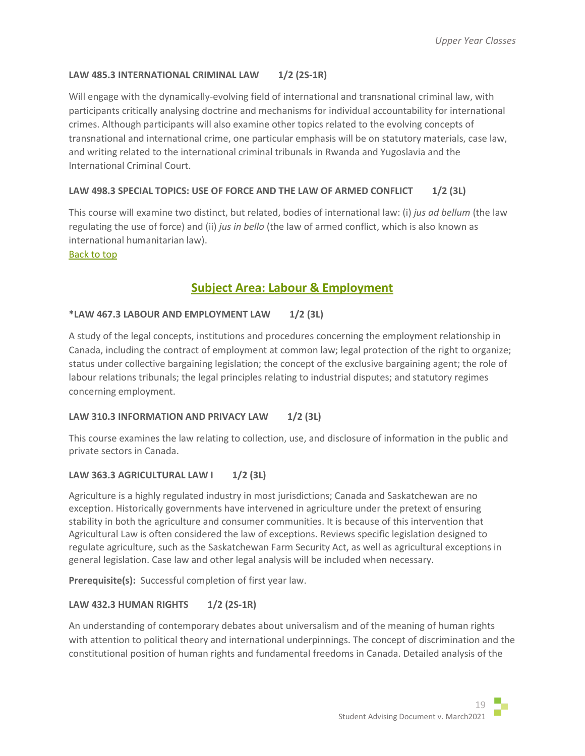**LAW 485.3 INTERNATIONAL CRIMINAL LAW 1/2 (2S-1R)**

Will engage with the dynamically-evolving field of international and transnational criminal law, with participants critically analysing doctrine and mechanisms for individual accountability for international crimes. Although participants will also examine other topics related to the evolving concepts of transnational and international crime, one particular emphasis will be on statutory materials, case law, and writing related to the international criminal tribunals in Rwanda and Yugoslavia and the International Criminal Court.

**LAW 498.3 SPECIAL TOPICS: USE OF FORCE AND THE LAW OF ARMED CONFLICT 1/2 (3L)**

This course will examine two distinct, but related, bodies of international law: (i) *jus ad bellum* (the law regulating the use of force) and (ii) *jus in bello* (the law of armed conflict, which is also known as international humanitarian law).

Back to top

## Subject Area: Labour & Employment

**\*LAW 467.3 LABOUR AND EMPLOYMENT LAW 1/2 (3L)**

A study of the legal concepts, institutions and procedures concerning the employment relationship in Canada, including the contract of employment at common law; legal protection of the right to organize; status under collective bargaining legislation; the concept of the exclusive bargaining agent; the role of labour relations tribunals; the legal principles relating to industrial disputes; and statutory regimes concerning employment.

**LAW 310.3 INFORMATION AND PRIVACY LAW 1/2 (3L)**

This course examines the law relating to collection, use, and disclosure of information in the public and private sectors in Canada.

**LAW 363.3 AGRICULTURAL LAW I 1/2 (3L)**

Agriculture is a highly regulated industry in most jurisdictions; Canada and Saskatchewan are no exception. Historically governments have intervened in agriculture under the pretext of ensuring stability in both the agriculture and consumer communities. It is because of this intervention that Agricultural Law is often considered the law of exceptions. Reviews specific legislation designed to regulate agriculture, such as the Saskatchewan Farm Security Act, as well as agricultural exceptions in general legislation. Case law and other legal analysis will be included when necessary.

**Prerequisite(s):** Successful completion of first year law.

**LAW 432.3 HUMAN RIGHTS 1/2 (2S-1R)**

An understanding of contemporary debates about universalism and of the meaning of human rights with attention to political theory and international underpinnings. The concept of discrimination and the constitutional position of human rights and fundamental freedoms in Canada. Detailed analysis of the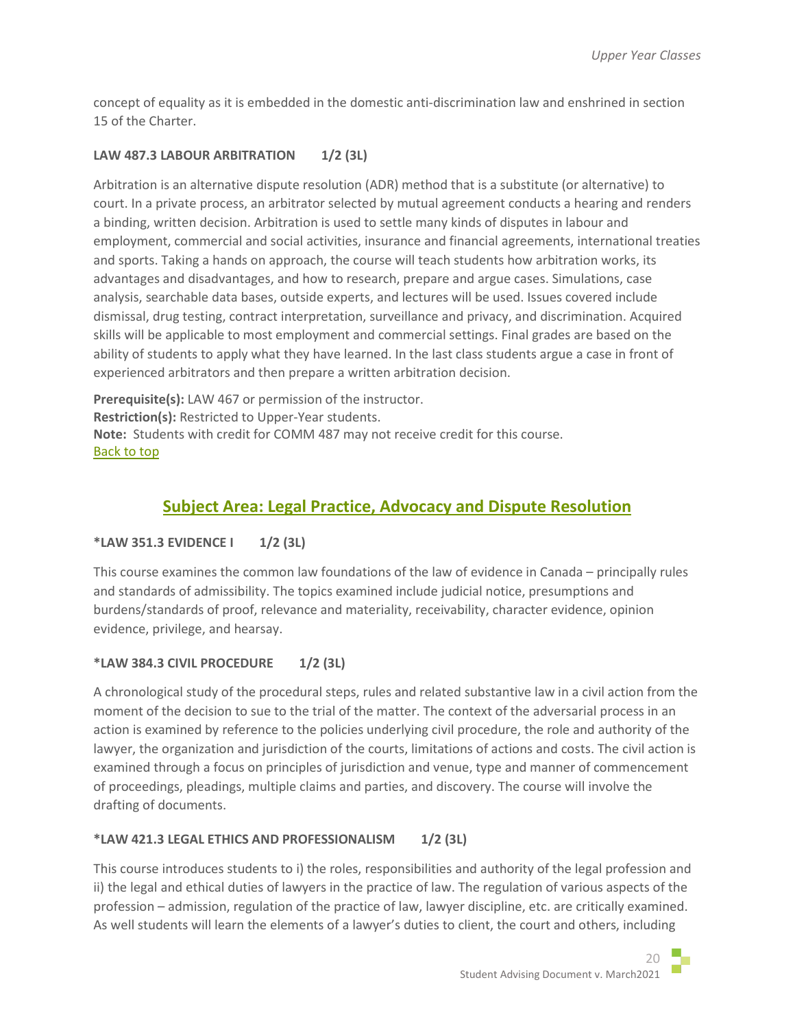concept of equality as it is embedded in the domestic anti-discrimination law and enshrined in section 15 of the Charter.

#### LAW 487.3 LABOUR ARBITRATION 1/2 (3L)

Arbitration is an alternative dispute resolution (ADR) method that is a substitute (or alternative) to court. In a private process, an arbitrator selected by mutual agreement conducts a hearing and renders a binding, written decision. Arbitration is used to settle many kinds of disputes in labour and employment, commercial and social activities, insurance and financial agreements, international treaties and sports. Taking a hands on approach, the course will teach students how arbitration works, its advantages and disadvantages, and how to research, prepare and argue cases. Simulations, case analysis, searchable data bases, outside experts, and lectures will be used. Issues covered include dismissal, drug testing, contract interpretation, surveillance and privacy, and discrimination. Acquired skills will be applicable to most employment and commercial settings. Final grades are based on the ability of students to apply what they have learned. In the last class students argue a case in front of experienced arbitrators and then prepare a written arbitration decision.

**Prerequisite(s):** LAW 467 or permission of the instructor.
**Restriction(s):** Restricted to Upper-Year students.
**Note:** Students with credit for COMM 487 may not receive credit for this course.
Back to top

## Subject Area: Legal Practice, Advocacy and Dispute Resolution

#### *LAW 351.3 EVIDENCE I 1/2 (3L)

This course examines the common law foundations of the law of evidence in Canada – principally rules and standards of admissibility. The topics examined include judicial notice, presumptions and burdens/standards of proof, relevance and materiality, receivability, character evidence, opinion evidence, privilege, and hearsay.

#### *LAW 384.3 CIVIL PROCEDURE 1/2 (3L)

A chronological study of the procedural steps, rules and related substantive law in a civil action from the moment of the decision to sue to the trial of the matter. The context of the adversarial process in an action is examined by reference to the policies underlying civil procedure, the role and authority of the lawyer, the organization and jurisdiction of the courts, limitations of actions and costs. The civil action is examined through a focus on principles of jurisdiction and venue, type and manner of commencement of proceedings, pleadings, multiple claims and parties, and discovery. The course will involve the drafting of documents.

#### *LAW 421.3 LEGAL ETHICS AND PROFESSIONALISM 1/2 (3L)

This course introduces students to i) the roles, responsibilities and authority of the legal profession and ii) the legal and ethical duties of lawyers in the practice of law. The regulation of various aspects of the profession – admission, regulation of the practice of law, lawyer discipline, etc. are critically examined. As well students will learn the elements of a lawyer's duties to client, the court and others, including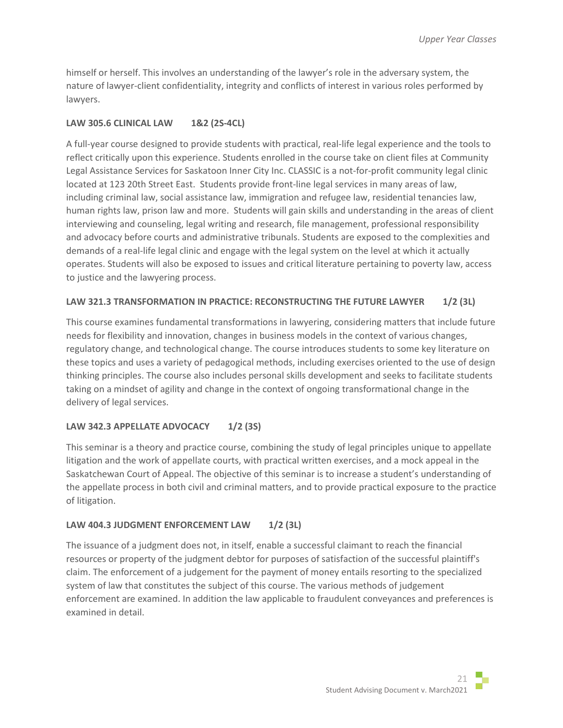himself or herself. This involves an understanding of the lawyer's role in the adversary system, the nature of lawyer-client confidentiality, integrity and conflicts of interest in various roles performed by lawyers.

### LAW 305.6 CLINICAL LAW 1&2 (2S-4CL)

A full-year course designed to provide students with practical, real-life legal experience and the tools to reflect critically upon this experience. Students enrolled in the course take on client files at Community Legal Assistance Services for Saskatoon Inner City Inc. CLASSIC is a not-for-profit community legal clinic located at 123 20th Street East. Students provide front-line legal services in many areas of law, including criminal law, social assistance law, immigration and refugee law, residential tenancies law, human rights law, prison law and more. Students will gain skills and understanding in the areas of client interviewing and counseling, legal writing and research, file management, professional responsibility and advocacy before courts and administrative tribunals. Students are exposed to the complexities and demands of a real-life legal clinic and engage with the legal system on the level at which it actually operates. Students will also be exposed to issues and critical literature pertaining to poverty law, access to justice and the lawyering process.

### LAW 321.3 TRANSFORMATION IN PRACTICE: RECONSTRUCTING THE FUTURE LAWYER 1/2 (3L)

This course examines fundamental transformations in lawyering, considering matters that include future needs for flexibility and innovation, changes in business models in the context of various changes, regulatory change, and technological change. The course introduces students to some key literature on these topics and uses a variety of pedagogical methods, including exercises oriented to the use of design thinking principles. The course also includes personal skills development and seeks to facilitate students taking on a mindset of agility and change in the context of ongoing transformational change in the delivery of legal services.

### LAW 342.3 APPELLATE ADVOCACY 1/2 (3S)

This seminar is a theory and practice course, combining the study of legal principles unique to appellate litigation and the work of appellate courts, with practical written exercises, and a mock appeal in the Saskatchewan Court of Appeal. The objective of this seminar is to increase a student's understanding of the appellate process in both civil and criminal matters, and to provide practical exposure to the practice of litigation.

### LAW 404.3 JUDGMENT ENFORCEMENT LAW 1/2 (3L)

The issuance of a judgment does not, in itself, enable a successful claimant to reach the financial resources or property of the judgment debtor for purposes of satisfaction of the successful plaintiff's claim. The enforcement of a judgement for the payment of money entails resorting to the specialized system of law that constitutes the subject of this course. The various methods of judgement enforcement are examined. In addition the law applicable to fraudulent conveyances and preferences is examined in detail.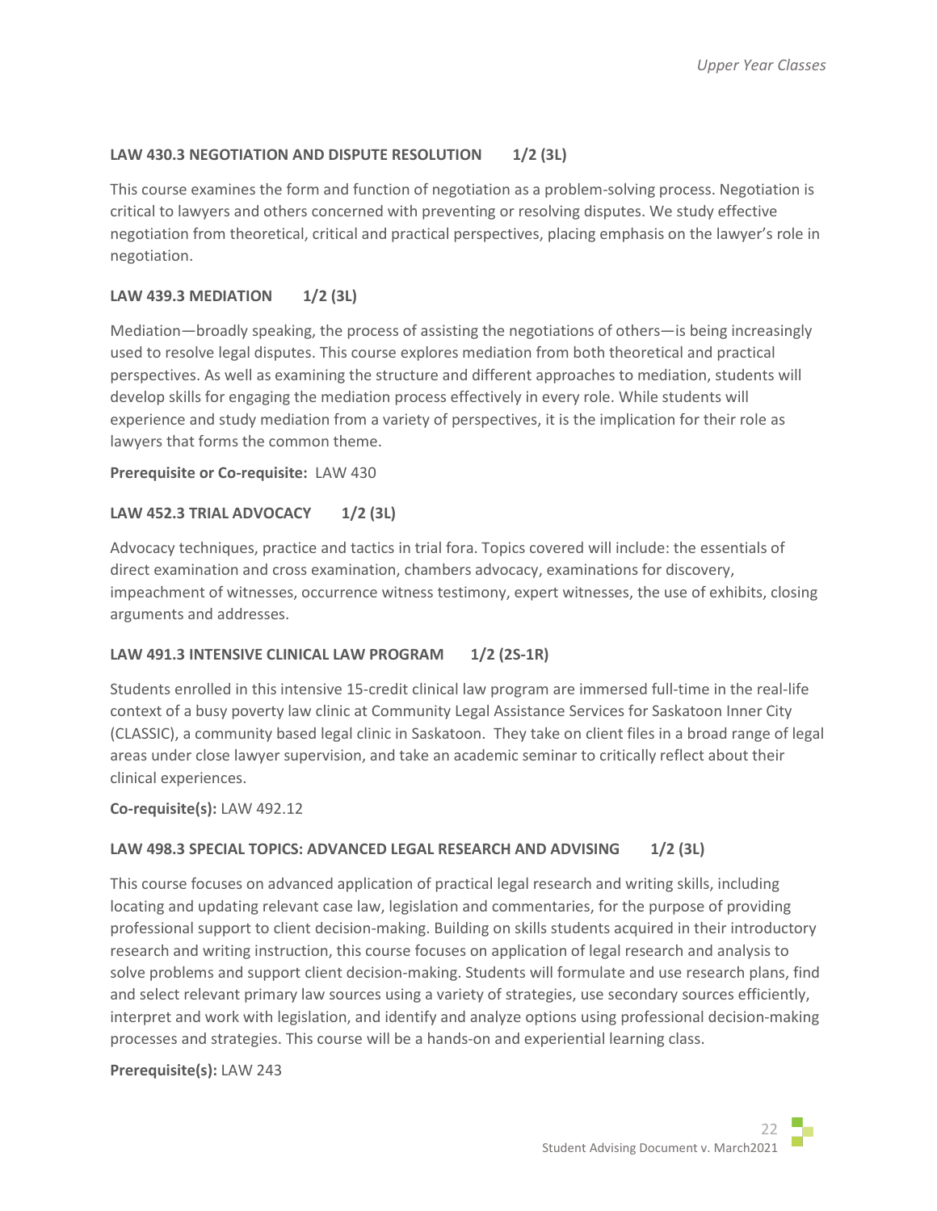**LAW 430.3 NEGOTIATION AND DISPUTE RESOLUTION 1/2 (3L)**

This course examines the form and function of negotiation as a problem-solving process. Negotiation is critical to lawyers and others concerned with preventing or resolving disputes. We study effective negotiation from theoretical, critical and practical perspectives, placing emphasis on the lawyer's role in negotiation.

**LAW 439.3 MEDIATION 1/2 (3L)**

Mediation—broadly speaking, the process of assisting the negotiations of others—is being increasingly used to resolve legal disputes. This course explores mediation from both theoretical and practical perspectives. As well as examining the structure and different approaches to mediation, students will develop skills for engaging the mediation process effectively in every role. While students will experience and study mediation from a variety of perspectives, it is the implication for their role as lawyers that forms the common theme.

**Prerequisite or Co-requisite:** LAW 430

**LAW 452.3 TRIAL ADVOCACY 1/2 (3L)**

Advocacy techniques, practice and tactics in trial fora. Topics covered will include: the essentials of direct examination and cross examination, chambers advocacy, examinations for discovery, impeachment of witnesses, occurrence witness testimony, expert witnesses, the use of exhibits, closing arguments and addresses.

**LAW 491.3 INTENSIVE CLINICAL LAW PROGRAM 1/2 (2S-1R)**

Students enrolled in this intensive 15-credit clinical law program are immersed full-time in the real-life context of a busy poverty law clinic at Community Legal Assistance Services for Saskatoon Inner City (CLASSIC), a community based legal clinic in Saskatoon. They take on client files in a broad range of legal areas under close lawyer supervision, and take an academic seminar to critically reflect about their clinical experiences.

**Co-requisite(s):** LAW 492.12

**LAW 498.3 SPECIAL TOPICS: ADVANCED LEGAL RESEARCH AND ADVISING 1/2 (3L)**

This course focuses on advanced application of practical legal research and writing skills, including locating and updating relevant case law, legislation and commentaries, for the purpose of providing professional support to client decision-making. Building on skills students acquired in their introductory research and writing instruction, this course focuses on application of legal research and analysis to solve problems and support client decision-making. Students will formulate and use research plans, find and select relevant primary law sources using a variety of strategies, use secondary sources efficiently, interpret and work with legislation, and identify and analyze options using professional decision-making processes and strategies. This course will be a hands-on and experiential learning class.

**Prerequisite(s):** LAW 243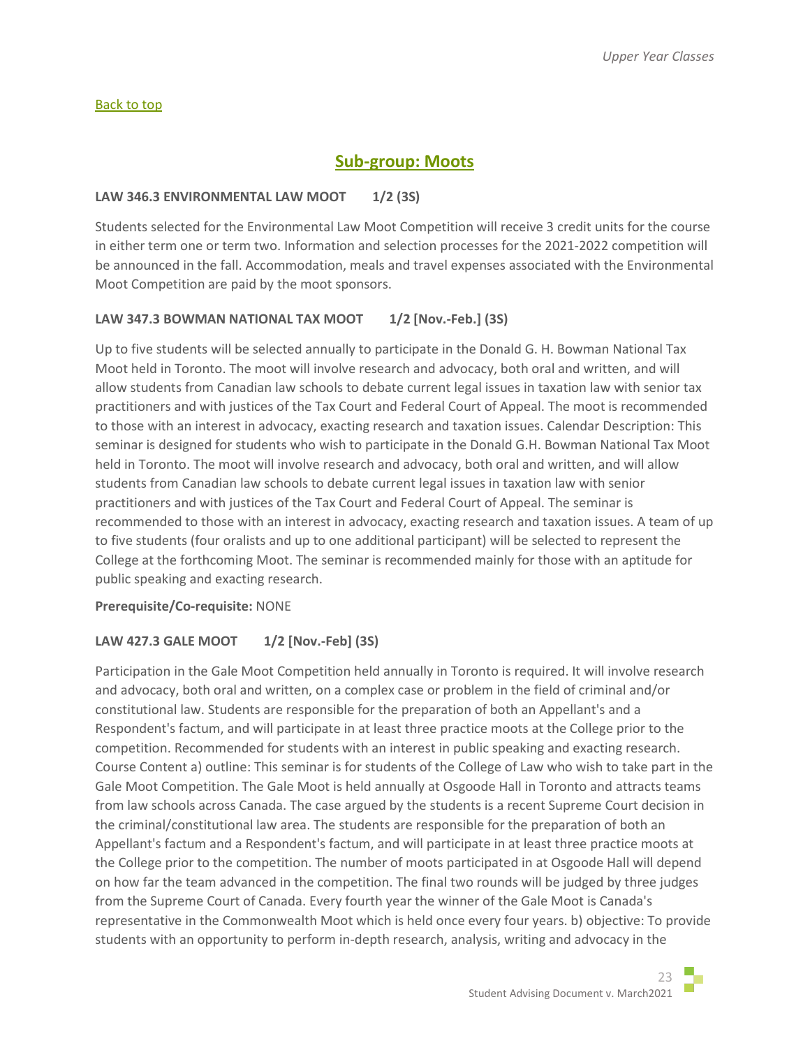[Back to top](#)

## Sub-group: Moots

**LAW 346.3 ENVIRONMENTAL LAW MOOT 1/2 (3S)**

Students selected for the Environmental Law Moot Competition will receive 3 credit units for the course in either term one or term two. Information and selection processes for the 2021-2022 competition will be announced in the fall. Accommodation, meals and travel expenses associated with the Environmental Moot Competition are paid by the moot sponsors.

**LAW 347.3 BOWMAN NATIONAL TAX MOOT 1/2 [Nov.-Feb.] (3S)**

Up to five students will be selected annually to participate in the Donald G. H. Bowman National Tax Moot held in Toronto. The moot will involve research and advocacy, both oral and written, and will allow students from Canadian law schools to debate current legal issues in taxation law with senior tax practitioners and with justices of the Tax Court and Federal Court of Appeal. The moot is recommended to those with an interest in advocacy, exacting research and taxation issues. Calendar Description: This seminar is designed for students who wish to participate in the Donald G.H. Bowman National Tax Moot held in Toronto. The moot will involve research and advocacy, both oral and written, and will allow students from Canadian law schools to debate current legal issues in taxation law with senior practitioners and with justices of the Tax Court and Federal Court of Appeal. The seminar is recommended to those with an interest in advocacy, exacting research and taxation issues. A team of up to five students (four oralists and up to one additional participant) will be selected to represent the College at the forthcoming Moot. The seminar is recommended mainly for those with an aptitude for public speaking and exacting research.

**Prerequisite/Co-requisite:** NONE

**LAW 427.3 GALE MOOT 1/2 [Nov.-Feb] (3S)**

Participation in the Gale Moot Competition held annually in Toronto is required. It will involve research and advocacy, both oral and written, on a complex case or problem in the field of criminal and/or constitutional law. Students are responsible for the preparation of both an Appellant's and a Respondent's factum, and will participate in at least three practice moots at the College prior to the competition. Recommended for students with an interest in public speaking and exacting research. Course Content a) outline: This seminar is for students of the College of Law who wish to take part in the Gale Moot Competition. The Gale Moot is held annually at Osgoode Hall in Toronto and attracts teams from law schools across Canada. The case argued by the students is a recent Supreme Court decision in the criminal/constitutional law area. The students are responsible for the preparation of both an Appellant's factum and a Respondent's factum, and will participate in at least three practice moots at the College prior to the competition. The number of moots participated in at Osgoode Hall will depend on how far the team advanced in the competition. The final two rounds will be judged by three judges from the Supreme Court of Canada. Every fourth year the winner of the Gale Moot is Canada's representative in the Commonwealth Moot which is held once every four years. b) objective: To provide students with an opportunity to perform in-depth research, analysis, writing and advocacy in the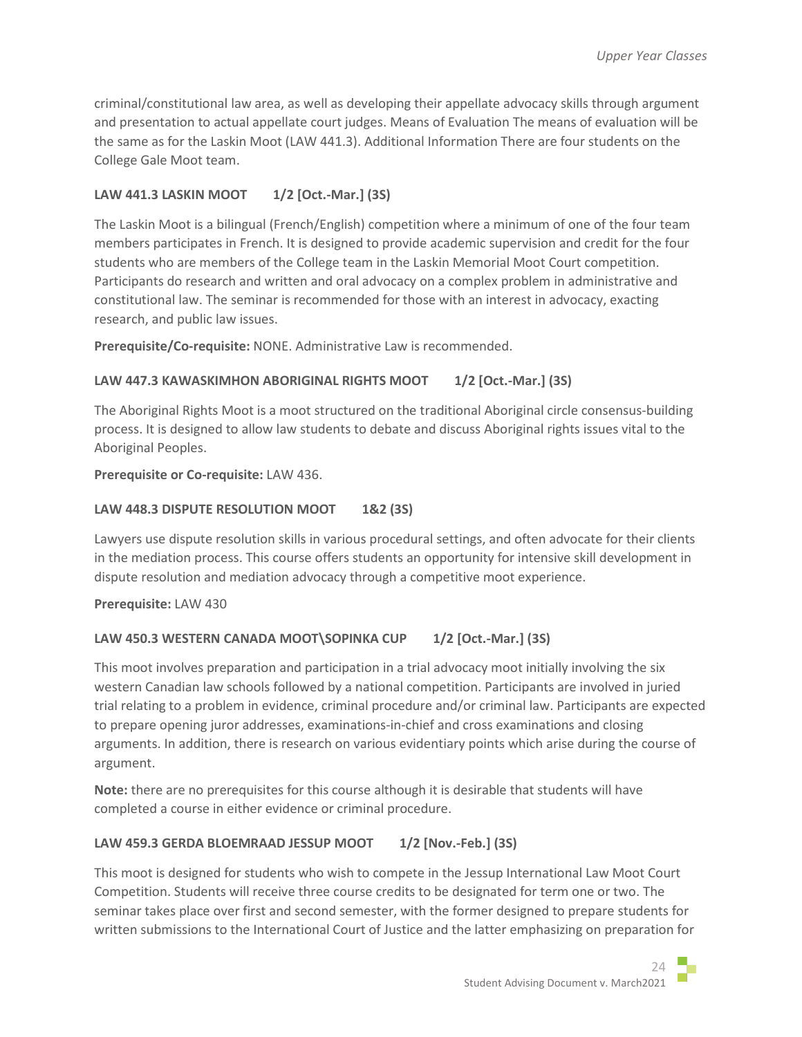criminal/constitutional law area, as well as developing their appellate advocacy skills through argument and presentation to actual appellate court judges. Means of Evaluation The means of evaluation will be the same as for the Laskin Moot (LAW 441.3). Additional Information There are four students on the College Gale Moot team.

### LAW 441.3 LASKIN MOOT 1/2 [Oct.-Mar.] (3S)

The Laskin Moot is a bilingual (French/English) competition where a minimum of one of the four team members participates in French. It is designed to provide academic supervision and credit for the four students who are members of the College team in the Laskin Memorial Moot Court competition. Participants do research and written and oral advocacy on a complex problem in administrative and constitutional law. The seminar is recommended for those with an interest in advocacy, exacting research, and public law issues.

**Prerequisite/Co-requisite:** NONE. Administrative Law is recommended.

### LAW 447.3 KAWASKIMHON ABORIGINAL RIGHTS MOOT 1/2 [Oct.-Mar.] (3S)

The Aboriginal Rights Moot is a moot structured on the traditional Aboriginal circle consensus-building process. It is designed to allow law students to debate and discuss Aboriginal rights issues vital to the Aboriginal Peoples.

**Prerequisite or Co-requisite:** LAW 436.

### LAW 448.3 DISPUTE RESOLUTION MOOT 1&2 (3S)

Lawyers use dispute resolution skills in various procedural settings, and often advocate for their clients in the mediation process. This course offers students an opportunity for intensive skill development in dispute resolution and mediation advocacy through a competitive moot experience.

**Prerequisite:** LAW 430

### LAW 450.3 WESTERN CANADA MOOT\SOPINKA CUP 1/2 [Oct.-Mar.] (3S)

This moot involves preparation and participation in a trial advocacy moot initially involving the six western Canadian law schools followed by a national competition. Participants are involved in juried trial relating to a problem in evidence, criminal procedure and/or criminal law. Participants are expected to prepare opening juror addresses, examinations-in-chief and cross examinations and closing arguments. In addition, there is research on various evidentiary points which arise during the course of argument.

**Note:** there are no prerequisites for this course although it is desirable that students will have completed a course in either evidence or criminal procedure.

### LAW 459.3 GERDA BLOEMRAAD JESSUP MOOT 1/2 [Nov.-Feb.] (3S)

This moot is designed for students who wish to compete in the Jessup International Law Moot Court Competition. Students will receive three course credits to be designated for term one or two. The seminar takes place over first and second semester, with the former designed to prepare students for written submissions to the International Court of Justice and the latter emphasizing on preparation for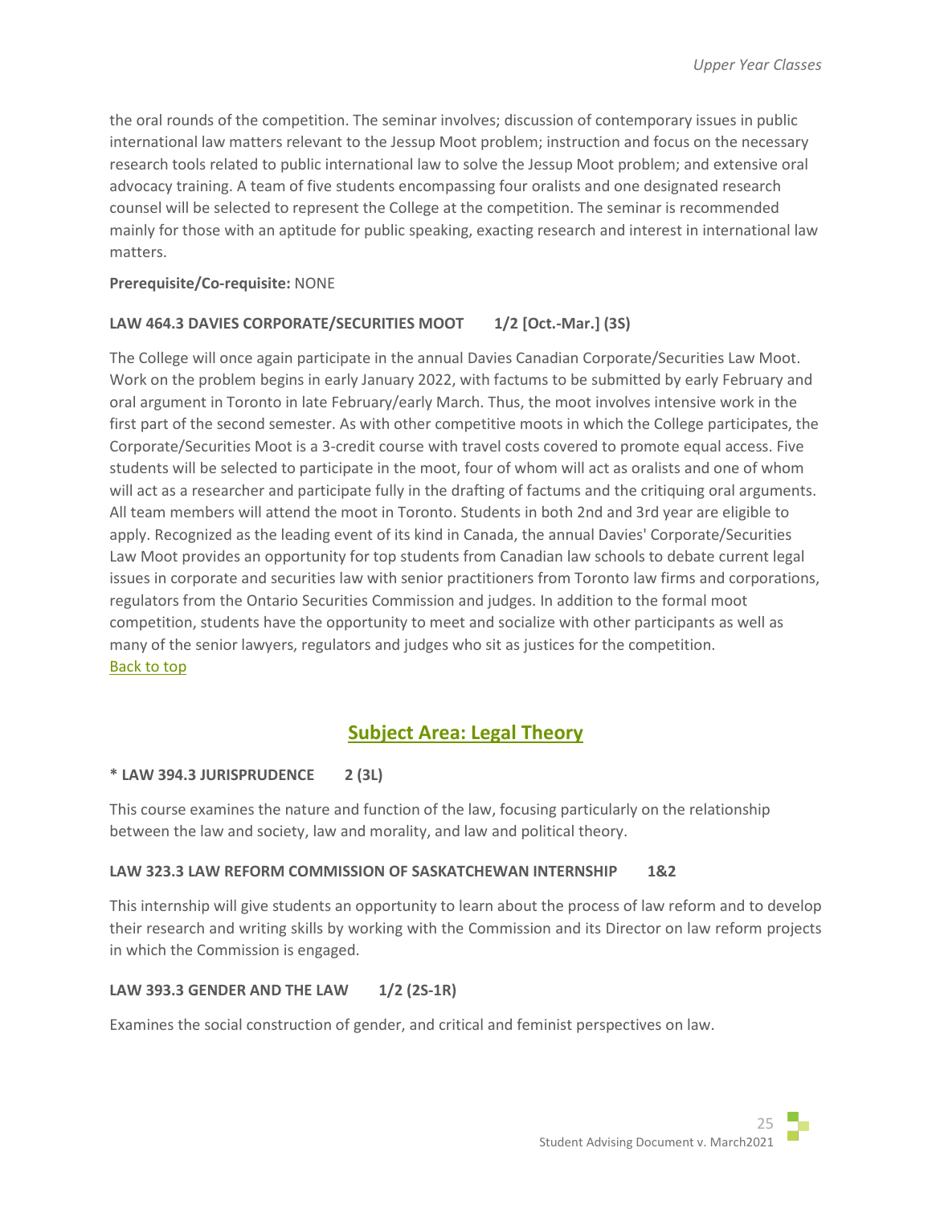the oral rounds of the competition. The seminar involves; discussion of contemporary issues in public international law matters relevant to the Jessup Moot problem; instruction and focus on the necessary research tools related to public international law to solve the Jessup Moot problem; and extensive oral advocacy training. A team of five students encompassing four oralists and one designated research counsel will be selected to represent the College at the competition. The seminar is recommended mainly for those with an aptitude for public speaking, exacting research and interest in international law matters.

**Prerequisite/Co-requisite:** NONE

#### LAW 464.3 DAVIES CORPORATE/SECURITIES MOOT 1/2 [Oct.-Mar.] (3S)

The College will once again participate in the annual Davies Canadian Corporate/Securities Law Moot. Work on the problem begins in early January 2022, with factums to be submitted by early February and oral argument in Toronto in late February/early March. Thus, the moot involves intensive work in the first part of the second semester. As with other competitive moots in which the College participates, the Corporate/Securities Moot is a 3-credit course with travel costs covered to promote equal access. Five students will be selected to participate in the moot, four of whom will act as oralists and one of whom will act as a researcher and participate fully in the drafting of factums and the critiquing oral arguments. All team members will attend the moot in Toronto. Students in both 2nd and 3rd year are eligible to apply. Recognized as the leading event of its kind in Canada, the annual Davies' Corporate/Securities Law Moot provides an opportunity for top students from Canadian law schools to debate current legal issues in corporate and securities law with senior practitioners from Toronto law firms and corporations, regulators from the Ontario Securities Commission and judges. In addition to the formal moot competition, students have the opportunity to meet and socialize with other participants as well as many of the senior lawyers, regulators and judges who sit as justices for the competition.
Back to top

## Subject Area: Legal Theory

#### * LAW 394.3 JURISPRUDENCE 2 (3L)

This course examines the nature and function of the law, focusing particularly on the relationship between the law and society, law and morality, and law and political theory.

#### LAW 323.3 LAW REFORM COMMISSION OF SASKATCHEWAN INTERNSHIP 1&2

This internship will give students an opportunity to learn about the process of law reform and to develop their research and writing skills by working with the Commission and its Director on law reform projects in which the Commission is engaged.

#### LAW 393.3 GENDER AND THE LAW 1/2 (2S-1R)

Examines the social construction of gender, and critical and feminist perspectives on law.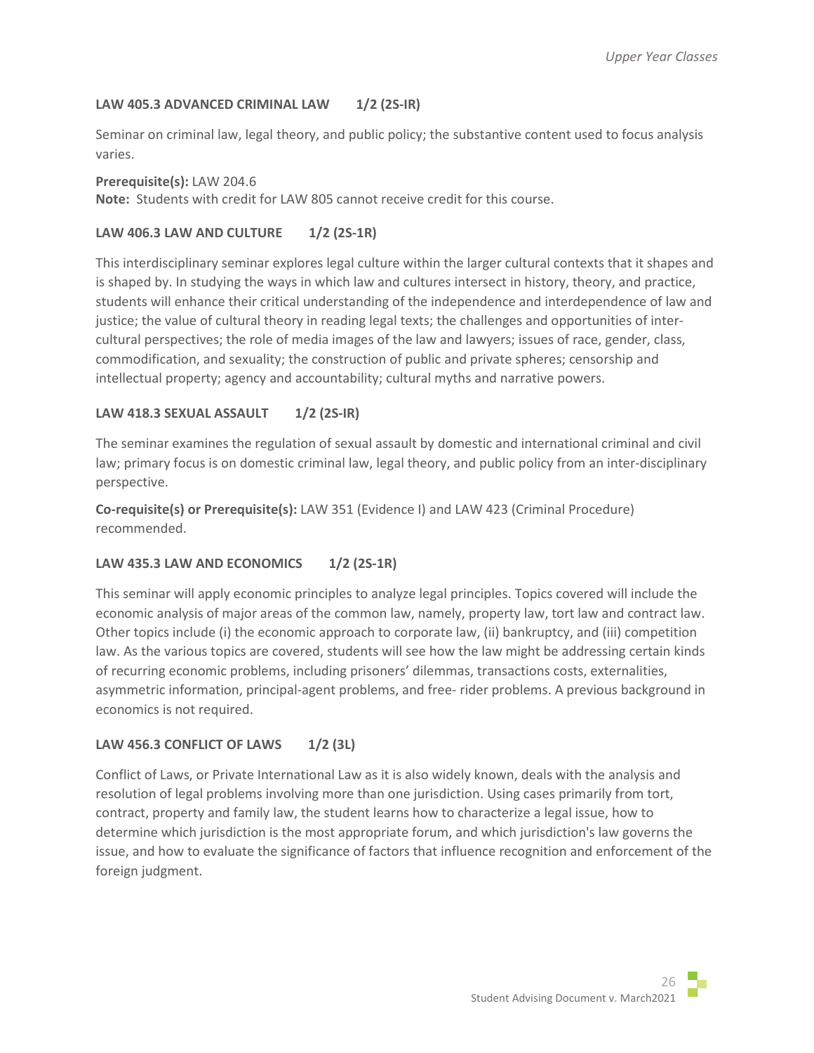#### LAW 405.3 ADVANCED CRIMINAL LAW 1/2 (2S-IR)

Seminar on criminal law, legal theory, and public policy; the substantive content used to focus analysis varies.

**Prerequisite(s):** LAW 204.6
**Note:** Students with credit for LAW 805 cannot receive credit for this course.

#### LAW 406.3 LAW AND CULTURE 1/2 (2S-1R)

This interdisciplinary seminar explores legal culture within the larger cultural contexts that it shapes and is shaped by. In studying the ways in which law and cultures intersect in history, theory, and practice, students will enhance their critical understanding of the independence and interdependence of law and justice; the value of cultural theory in reading legal texts; the challenges and opportunities of inter-cultural perspectives; the role of media images of the law and lawyers; issues of race, gender, class, commodification, and sexuality; the construction of public and private spheres; censorship and intellectual property; agency and accountability; cultural myths and narrative powers.

#### LAW 418.3 SEXUAL ASSAULT 1/2 (2S-IR)

The seminar examines the regulation of sexual assault by domestic and international criminal and civil law; primary focus is on domestic criminal law, legal theory, and public policy from an inter-disciplinary perspective.

**Co-requisite(s) or Prerequisite(s):** LAW 351 (Evidence I) and LAW 423 (Criminal Procedure) recommended.

#### LAW 435.3 LAW AND ECONOMICS 1/2 (2S-1R)

This seminar will apply economic principles to analyze legal principles. Topics covered will include the economic analysis of major areas of the common law, namely, property law, tort law and contract law. Other topics include (i) the economic approach to corporate law, (ii) bankruptcy, and (iii) competition law. As the various topics are covered, students will see how the law might be addressing certain kinds of recurring economic problems, including prisoners' dilemmas, transactions costs, externalities, asymmetric information, principal-agent problems, and free- rider problems. A previous background in economics is not required.

#### LAW 456.3 CONFLICT OF LAWS 1/2 (3L)

Conflict of Laws, or Private International Law as it is also widely known, deals with the analysis and resolution of legal problems involving more than one jurisdiction. Using cases primarily from tort, contract, property and family law, the student learns how to characterize a legal issue, how to determine which jurisdiction is the most appropriate forum, and which jurisdiction's law governs the issue, and how to evaluate the significance of factors that influence recognition and enforcement of the foreign judgment.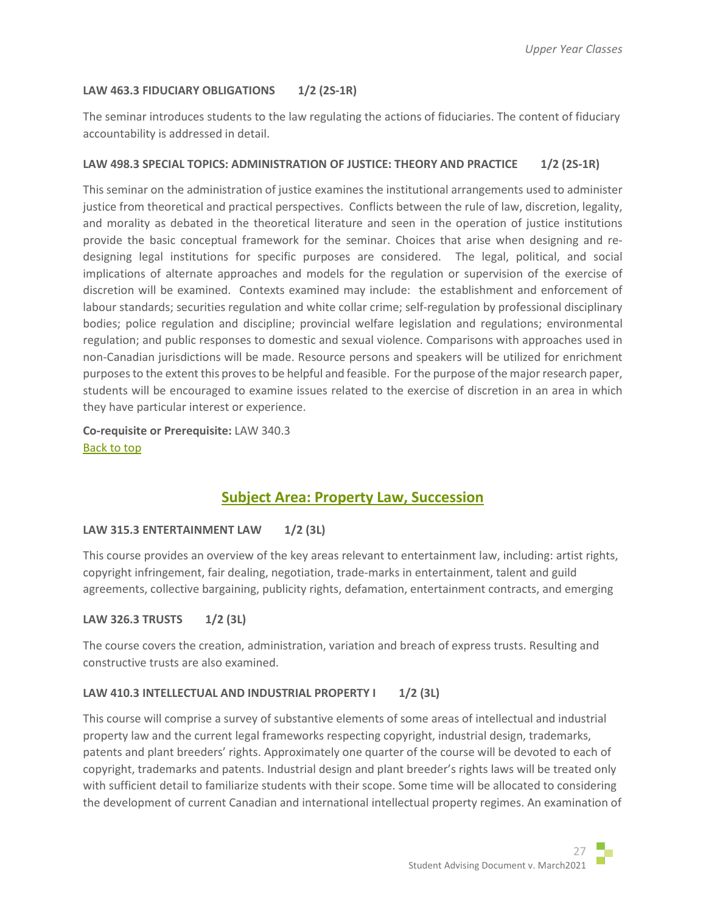**LAW 463.3 FIDUCIARY OBLIGATIONS 1/2 (2S-1R)**

The seminar introduces students to the law regulating the actions of fiduciaries. The content of fiduciary accountability is addressed in detail.

**LAW 498.3 SPECIAL TOPICS: ADMINISTRATION OF JUSTICE: THEORY AND PRACTICE 1/2 (2S-1R)**

This seminar on the administration of justice examines the institutional arrangements used to administer justice from theoretical and practical perspectives. Conflicts between the rule of law, discretion, legality, and morality as debated in the theoretical literature and seen in the operation of justice institutions provide the basic conceptual framework for the seminar. Choices that arise when designing and re-designing legal institutions for specific purposes are considered. The legal, political, and social implications of alternate approaches and models for the regulation or supervision of the exercise of discretion will be examined. Contexts examined may include: the establishment and enforcement of labour standards; securities regulation and white collar crime; self-regulation by professional disciplinary bodies; police regulation and discipline; provincial welfare legislation and regulations; environmental regulation; and public responses to domestic and sexual violence. Comparisons with approaches used in non-Canadian jurisdictions will be made. Resource persons and speakers will be utilized for enrichment purposes to the extent this proves to be helpful and feasible. For the purpose of the major research paper, students will be encouraged to examine issues related to the exercise of discretion in an area in which they have particular interest or experience.

**Co-requisite or Prerequisite:** LAW 340.3
Back to top

## Subject Area: Property Law, Succession

**LAW 315.3 ENTERTAINMENT LAW 1/2 (3L)**

This course provides an overview of the key areas relevant to entertainment law, including: artist rights, copyright infringement, fair dealing, negotiation, trade-marks in entertainment, talent and guild agreements, collective bargaining, publicity rights, defamation, entertainment contracts, and emerging

**LAW 326.3 TRUSTS 1/2 (3L)**

The course covers the creation, administration, variation and breach of express trusts. Resulting and constructive trusts are also examined.

**LAW 410.3 INTELLECTUAL AND INDUSTRIAL PROPERTY I 1/2 (3L)**

This course will comprise a survey of substantive elements of some areas of intellectual and industrial property law and the current legal frameworks respecting copyright, industrial design, trademarks, patents and plant breeders' rights. Approximately one quarter of the course will be devoted to each of copyright, trademarks and patents. Industrial design and plant breeder's rights laws will be treated only with sufficient detail to familiarize students with their scope. Some time will be allocated to considering the development of current Canadian and international intellectual property regimes. An examination of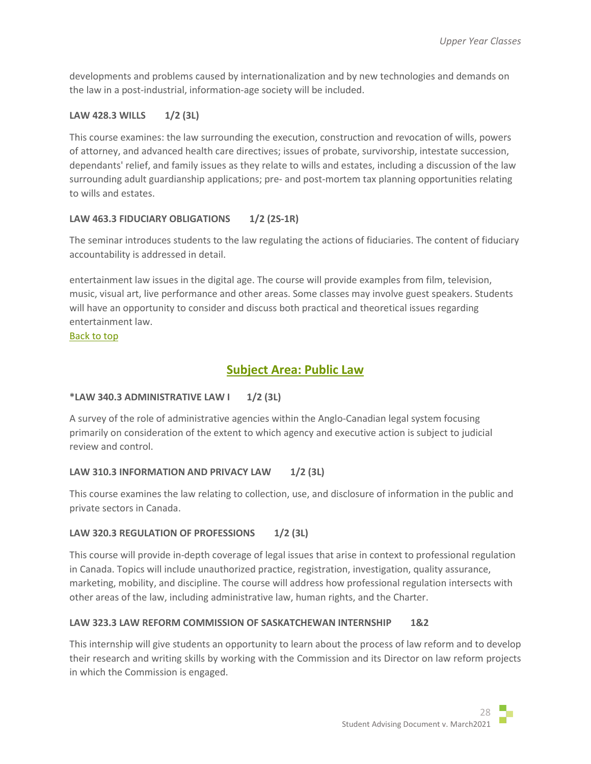developments and problems caused by internationalization and by new technologies and demands on the law in a post-industrial, information-age society will be included.

**LAW 428.3 WILLS 1/2 (3L)**

This course examines: the law surrounding the execution, construction and revocation of wills, powers of attorney, and advanced health care directives; issues of probate, survivorship, intestate succession, dependants' relief, and family issues as they relate to wills and estates, including a discussion of the law surrounding adult guardianship applications; pre- and post-mortem tax planning opportunities relating to wills and estates.

**LAW 463.3 FIDUCIARY OBLIGATIONS 1/2 (2S-1R)**

The seminar introduces students to the law regulating the actions of fiduciaries. The content of fiduciary accountability is addressed in detail.

entertainment law issues in the digital age. The course will provide examples from film, television, music, visual art, live performance and other areas. Some classes may involve guest speakers. Students will have an opportunity to consider and discuss both practical and theoretical issues regarding entertainment law.

Back to top

## Subject Area: Public Law

**\*LAW 340.3 ADMINISTRATIVE LAW I 1/2 (3L)**

A survey of the role of administrative agencies within the Anglo-Canadian legal system focusing primarily on consideration of the extent to which agency and executive action is subject to judicial review and control.

**LAW 310.3 INFORMATION AND PRIVACY LAW 1/2 (3L)**

This course examines the law relating to collection, use, and disclosure of information in the public and private sectors in Canada.

**LAW 320.3 REGULATION OF PROFESSIONS 1/2 (3L)**

This course will provide in-depth coverage of legal issues that arise in context to professional regulation in Canada. Topics will include unauthorized practice, registration, investigation, quality assurance, marketing, mobility, and discipline. The course will address how professional regulation intersects with other areas of the law, including administrative law, human rights, and the Charter.

**LAW 323.3 LAW REFORM COMMISSION OF SASKATCHEWAN INTERNSHIP 1&2**

This internship will give students an opportunity to learn about the process of law reform and to develop their research and writing skills by working with the Commission and its Director on law reform projects in which the Commission is engaged.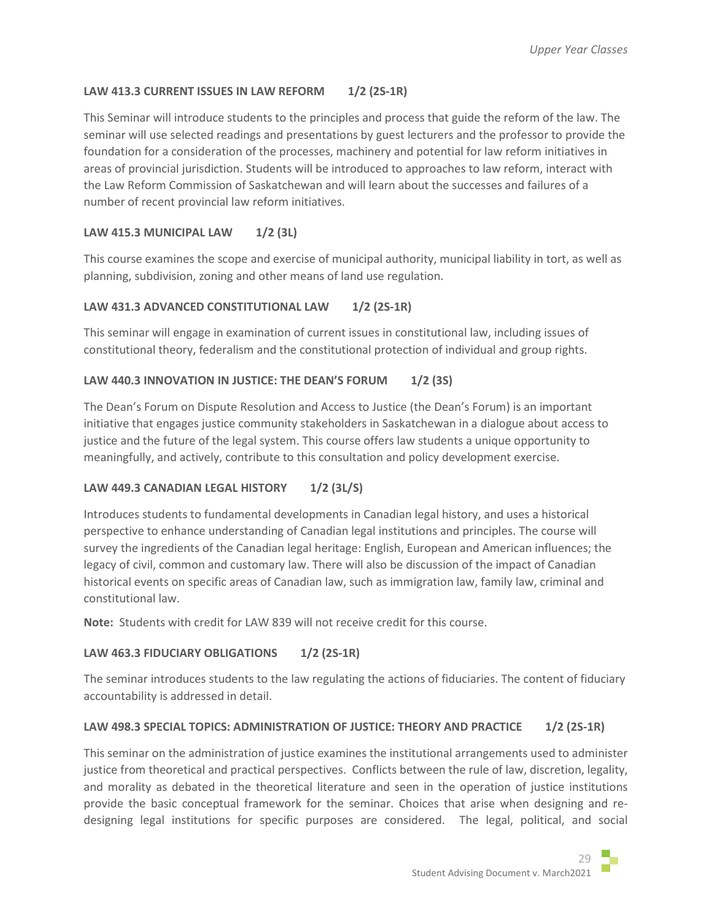### LAW 413.3 CURRENT ISSUES IN LAW REFORM 1/2 (2S-1R)

This Seminar will introduce students to the principles and process that guide the reform of the law. The seminar will use selected readings and presentations by guest lecturers and the professor to provide the foundation for a consideration of the processes, machinery and potential for law reform initiatives in areas of provincial jurisdiction. Students will be introduced to approaches to law reform, interact with the Law Reform Commission of Saskatchewan and will learn about the successes and failures of a number of recent provincial law reform initiatives.

### LAW 415.3 MUNICIPAL LAW 1/2 (3L)

This course examines the scope and exercise of municipal authority, municipal liability in tort, as well as planning, subdivision, zoning and other means of land use regulation.

### LAW 431.3 ADVANCED CONSTITUTIONAL LAW 1/2 (2S-1R)

This seminar will engage in examination of current issues in constitutional law, including issues of constitutional theory, federalism and the constitutional protection of individual and group rights.

### LAW 440.3 INNOVATION IN JUSTICE: THE DEAN'S FORUM 1/2 (3S)

The Dean's Forum on Dispute Resolution and Access to Justice (the Dean's Forum) is an important initiative that engages justice community stakeholders in Saskatchewan in a dialogue about access to justice and the future of the legal system. This course offers law students a unique opportunity to meaningfully, and actively, contribute to this consultation and policy development exercise.

### LAW 449.3 CANADIAN LEGAL HISTORY 1/2 (3L/S)

Introduces students to fundamental developments in Canadian legal history, and uses a historical perspective to enhance understanding of Canadian legal institutions and principles. The course will survey the ingredients of the Canadian legal heritage: English, European and American influences; the legacy of civil, common and customary law. There will also be discussion of the impact of Canadian historical events on specific areas of Canadian law, such as immigration law, family law, criminal and constitutional law.

**Note:** Students with credit for LAW 839 will not receive credit for this course.

### LAW 463.3 FIDUCIARY OBLIGATIONS 1/2 (2S-1R)

The seminar introduces students to the law regulating the actions of fiduciaries. The content of fiduciary accountability is addressed in detail.

### LAW 498.3 SPECIAL TOPICS: ADMINISTRATION OF JUSTICE: THEORY AND PRACTICE 1/2 (2S-1R)

This seminar on the administration of justice examines the institutional arrangements used to administer justice from theoretical and practical perspectives. Conflicts between the rule of law, discretion, legality, and morality as debated in the theoretical literature and seen in the operation of justice institutions provide the basic conceptual framework for the seminar. Choices that arise when designing and re-designing legal institutions for specific purposes are considered. The legal, political, and social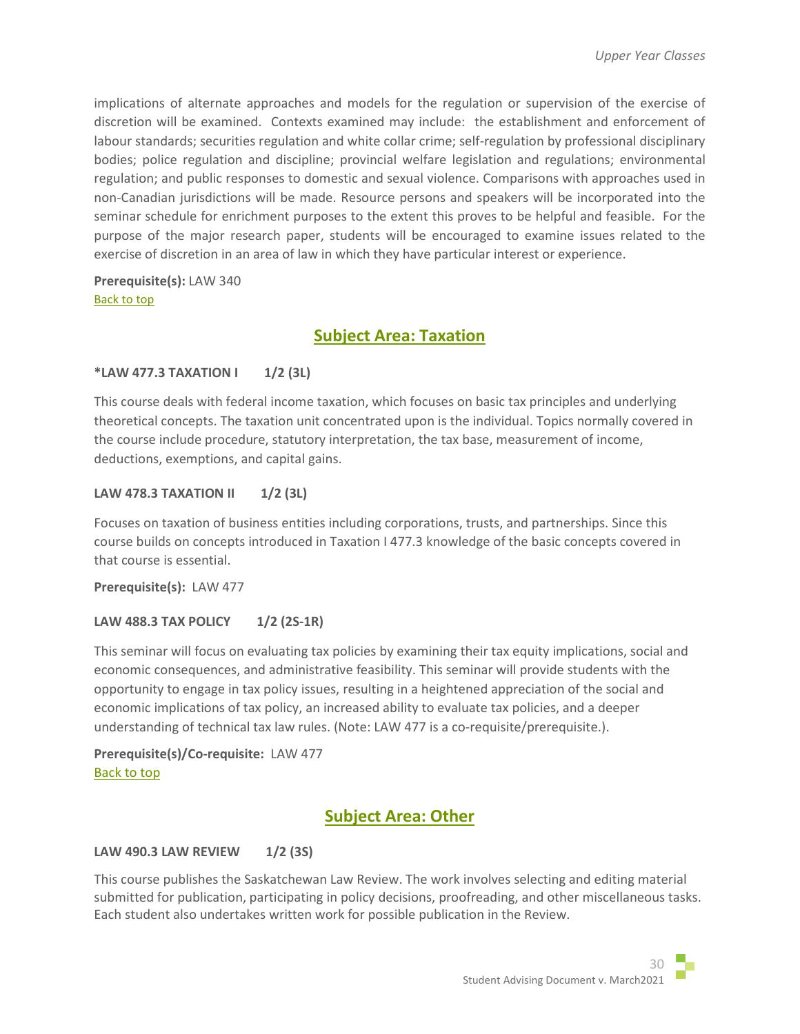implications of alternate approaches and models for the regulation or supervision of the exercise of discretion will be examined. Contexts examined may include: the establishment and enforcement of labour standards; securities regulation and white collar crime; self-regulation by professional disciplinary bodies; police regulation and discipline; provincial welfare legislation and regulations; environmental regulation; and public responses to domestic and sexual violence. Comparisons with approaches used in non-Canadian jurisdictions will be made. Resource persons and speakers will be incorporated into the seminar schedule for enrichment purposes to the extent this proves to be helpful and feasible. For the purpose of the major research paper, students will be encouraged to examine issues related to the exercise of discretion in an area of law in which they have particular interest or experience.

**Prerequisite(s):** LAW 340

Back to top

## Subject Area: Taxation

**\*LAW 477.3 TAXATION I 1/2 (3L)**

This course deals with federal income taxation, which focuses on basic tax principles and underlying theoretical concepts. The taxation unit concentrated upon is the individual. Topics normally covered in the course include procedure, statutory interpretation, the tax base, measurement of income, deductions, exemptions, and capital gains.

**LAW 478.3 TAXATION II 1/2 (3L)**

Focuses on taxation of business entities including corporations, trusts, and partnerships. Since this course builds on concepts introduced in Taxation I 477.3 knowledge of the basic concepts covered in that course is essential.

**Prerequisite(s):** LAW 477

**LAW 488.3 TAX POLICY 1/2 (2S-1R)**

This seminar will focus on evaluating tax policies by examining their tax equity implications, social and economic consequences, and administrative feasibility. This seminar will provide students with the opportunity to engage in tax policy issues, resulting in a heightened appreciation of the social and economic implications of tax policy, an increased ability to evaluate tax policies, and a deeper understanding of technical tax law rules. (Note: LAW 477 is a co-requisite/prerequisite.).

**Prerequisite(s)/Co-requisite:** LAW 477

Back to top

## Subject Area: Other

**LAW 490.3 LAW REVIEW 1/2 (3S)**

This course publishes the Saskatchewan Law Review. The work involves selecting and editing material submitted for publication, participating in policy decisions, proofreading, and other miscellaneous tasks. Each student also undertakes written work for possible publication in the Review.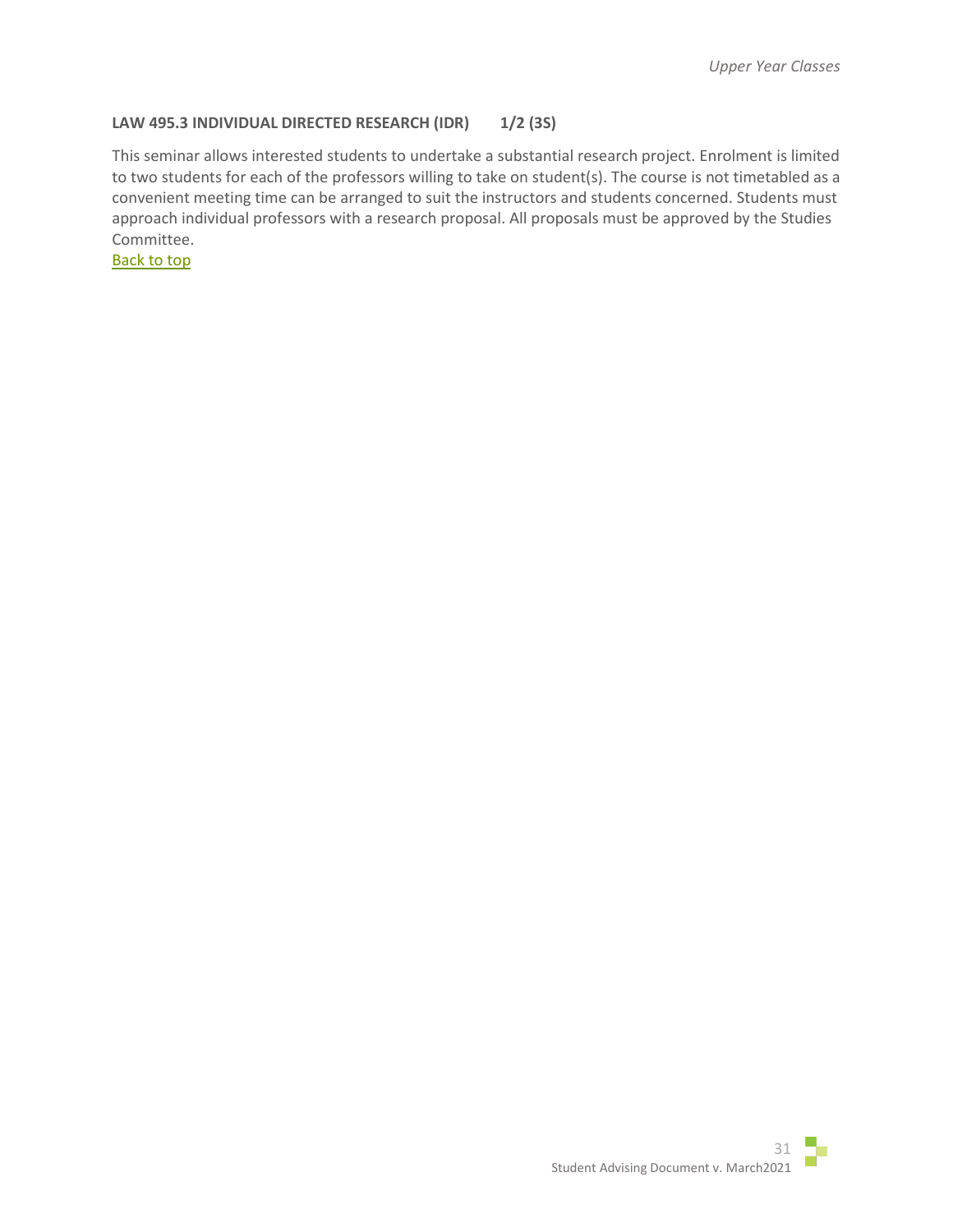**LAW 495.3 INDIVIDUAL DIRECTED RESEARCH (IDR) 1/2 (3S)**

This seminar allows interested students to undertake a substantial research project. Enrolment is limited to two students for each of the professors willing to take on student(s). The course is not timetabled as a convenient meeting time can be arranged to suit the instructors and students concerned. Students must approach individual professors with a research proposal. All proposals must be approved by the Studies Committee.

Back to top